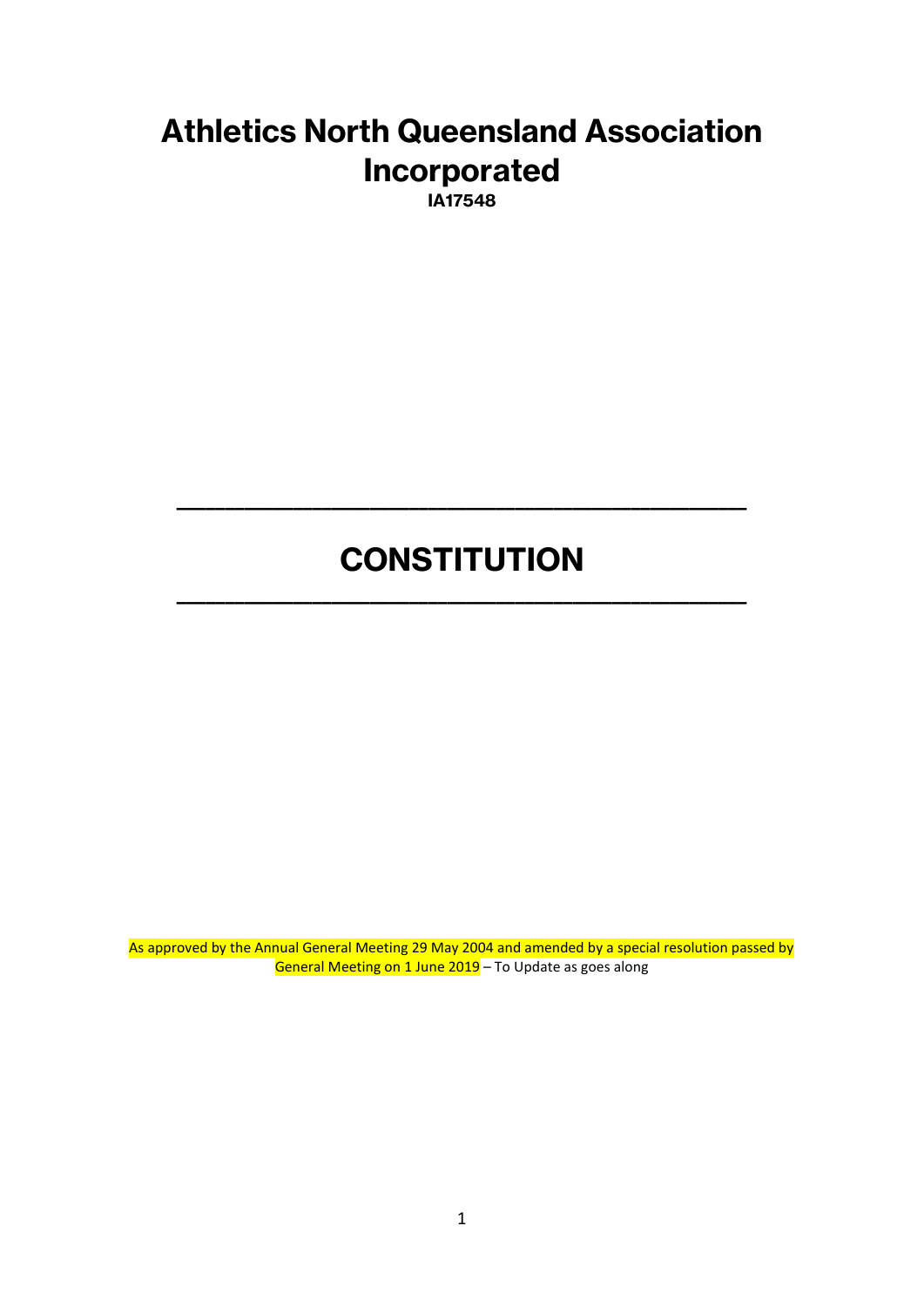# Athletics North Queensland Association Incorporated

**IA17548**

---

# CONSTITUTION

---

As approved by the Annual General Meeting 29 May 2004 and amended by a special resolution passed by General Meeting on 1 June 2019 – To Update as goes along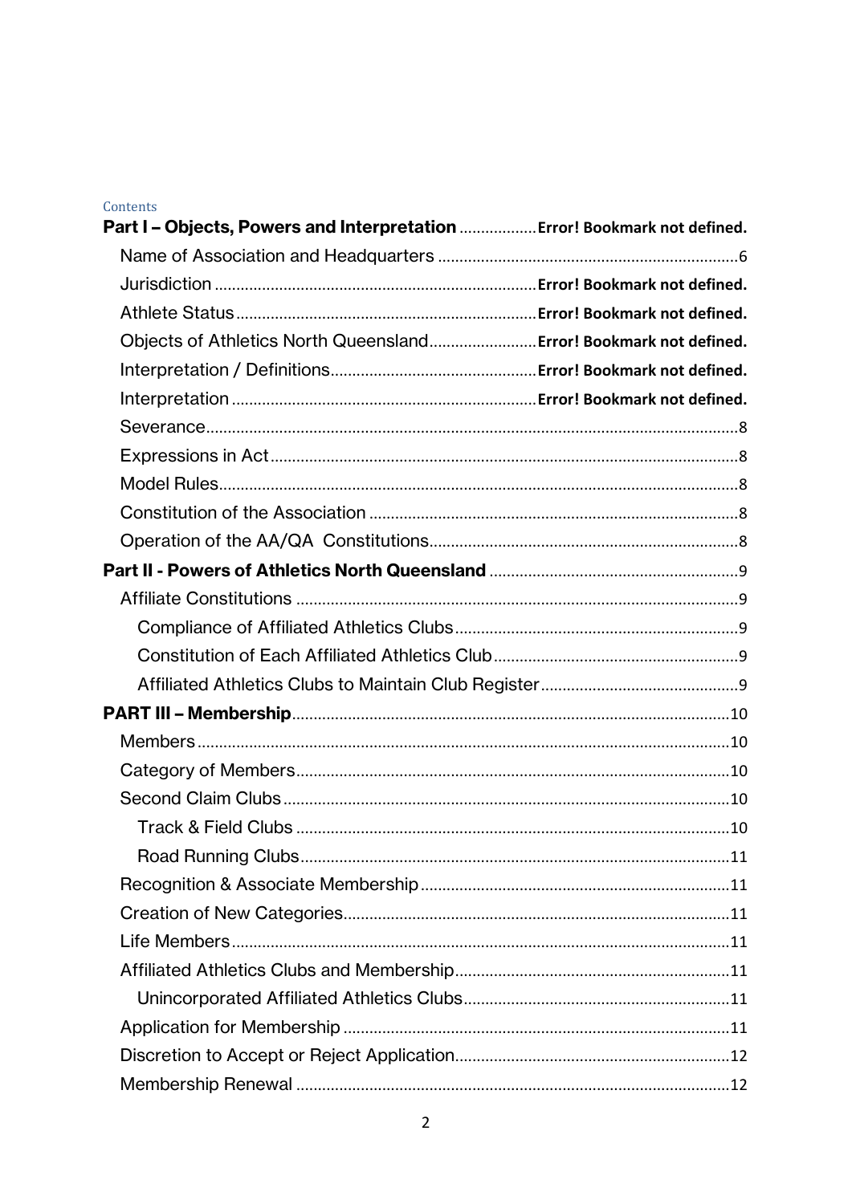Contents

**Part I – Objects, Powers and Interpretation** ................. **Error! Bookmark not defined.**

- Name of Association and Headquarters ................ 6
- Jurisdiction ................ **Error! Bookmark not defined.**
- Athlete Status ................ **Error! Bookmark not defined.**
- Objects of Athletics North Queensland ................ **Error! Bookmark not defined.**
- Interpretation / Definitions ................ **Error! Bookmark not defined.**
- Interpretation ................ **Error! Bookmark not defined.**
- Severance ................ 8
- Expressions in Act ................ 8
- Model Rules ................ 8
- Constitution of the Association ................ 8
- Operation of the AA/QA Constitutions ................ 8

**Part II - Powers of Athletics North Queensland** ................ 9

- Affiliate Constitutions ................ 9
  - Compliance of Affiliated Athletics Clubs ................ 9
  - Constitution of Each Affiliated Athletics Club ................ 9
  - Affiliated Athletics Clubs to Maintain Club Register ................ 9

**PART III – Membership** ................ 10

- Members ................ 10
- Category of Members ................ 10
- Second Claim Clubs ................ 10
  - Track & Field Clubs ................ 10
  - Road Running Clubs ................ 11
- Recognition & Associate Membership ................ 11
- Creation of New Categories ................ 11
- Life Members ................ 11
- Affiliated Athletics Clubs and Membership ................ 11
  - Unincorporated Affiliated Athletics Clubs ................ 11
- Application for Membership ................ 11
- Discretion to Accept or Reject Application ................ 12
- Membership Renewal ................ 12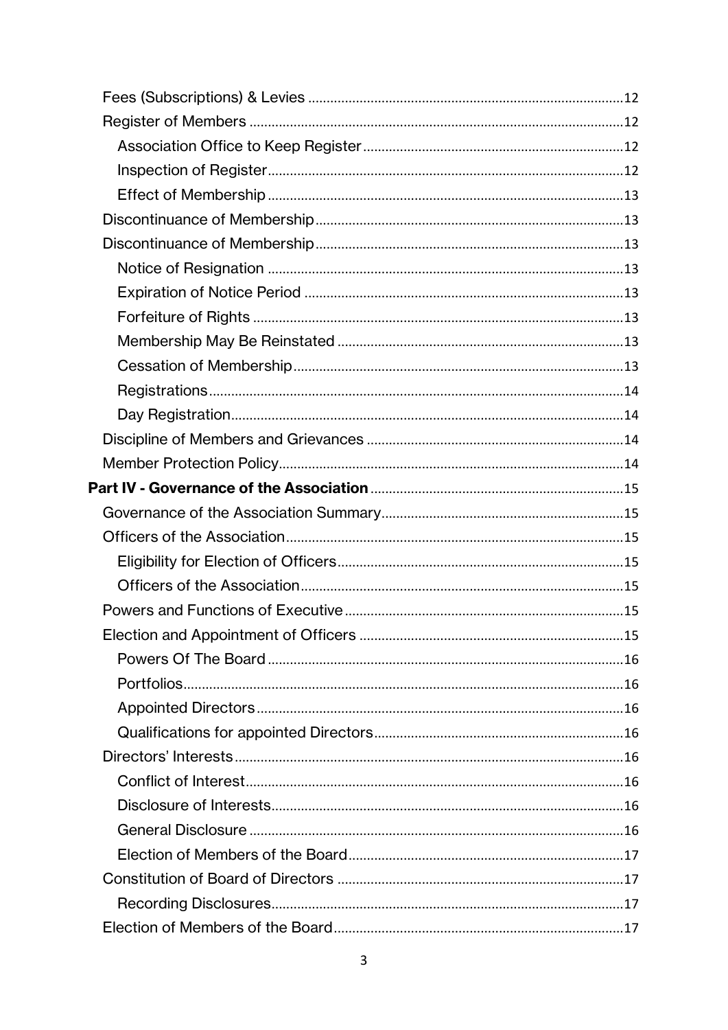- Fees (Subscriptions) & Levies ..... 12
- Register of Members ..... 12
  - Association Office to Keep Register ..... 12
  - Inspection of Register ..... 12
  - Effect of Membership ..... 13
- Discontinuance of Membership ..... 13
- Discontinuance of Membership ..... 13
  - Notice of Resignation ..... 13
  - Expiration of Notice Period ..... 13
  - Forfeiture of Rights ..... 13
  - Membership May Be Reinstated ..... 13
  - Cessation of Membership ..... 13
  - Registrations ..... 14
  - Day Registration ..... 14
- Discipline of Members and Grievances ..... 14
- Member Protection Policy ..... 14

**Part IV - Governance of the Association** ..... 15

- Governance of the Association Summary ..... 15
- Officers of the Association ..... 15
  - Eligibility for Election of Officers ..... 15
  - Officers of the Association ..... 15
- Powers and Functions of Executive ..... 15
- Election and Appointment of Officers ..... 15
  - Powers Of The Board ..... 16
  - Portfolios ..... 16
  - Appointed Directors ..... 16
  - Qualifications for appointed Directors ..... 16
- Directors' Interests ..... 16
  - Conflict of Interest ..... 16
  - Disclosure of Interests ..... 16
  - General Disclosure ..... 16
  - Election of Members of the Board ..... 17
- Constitution of Board of Directors ..... 17
  - Recording Disclosures ..... 17
- Election of Members of the Board ..... 17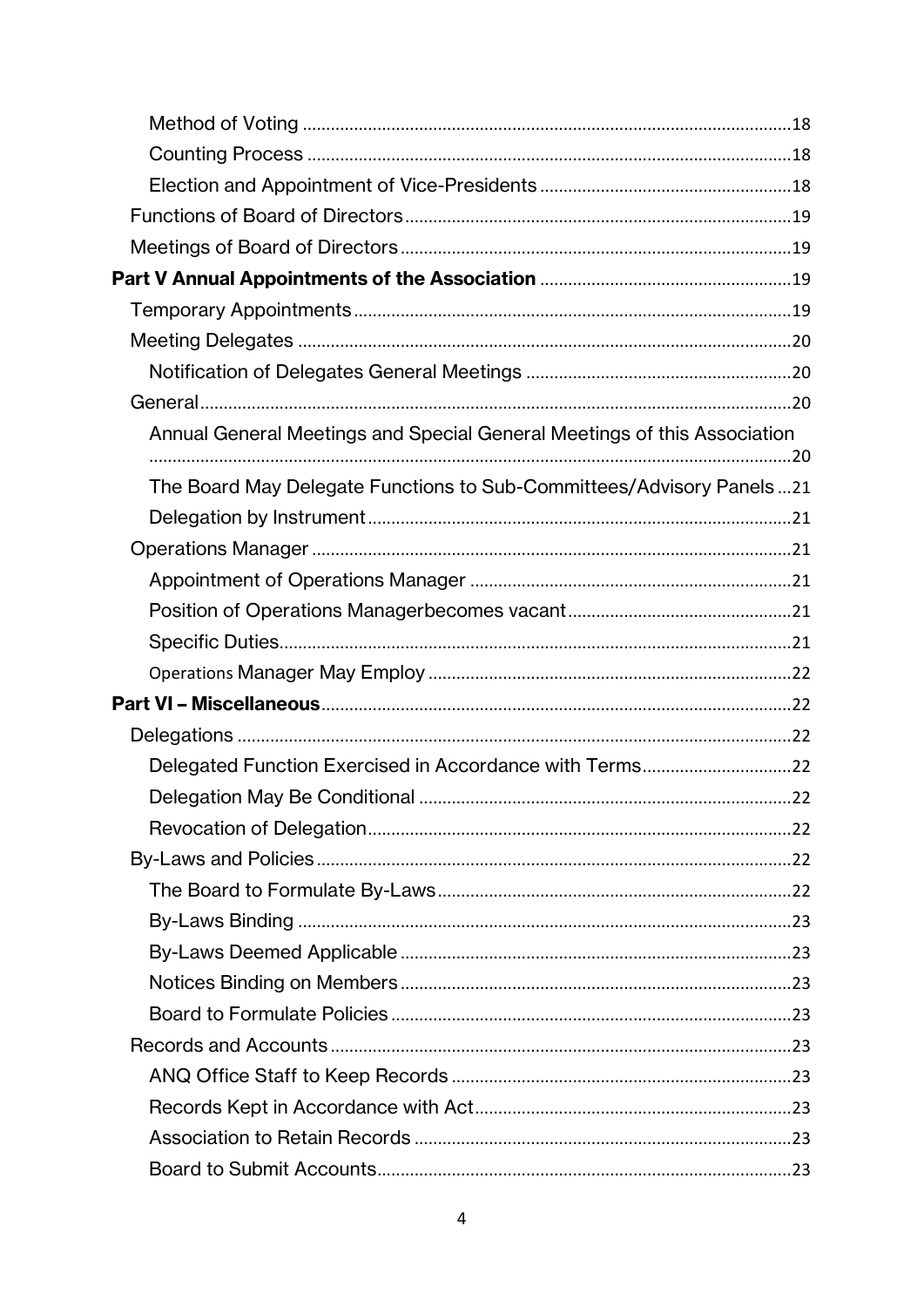Method of Voting ........................................................................................................18

Counting Process ........................................................................................................18

Election and Appointment of Vice-Presidents ......................................................18

Functions of Board of Directors ..................................................................................19

Meetings of Board of Directors ...................................................................................19

**Part V Annual Appointments of the Association** .....................................................19

Temporary Appointments .............................................................................................19

Meeting Delegates .........................................................................................................20

Notification of Delegates General Meetings .........................................................20

General ..............................................................................................................................20

Annual General Meetings and Special General Meetings of this Association ..........................................................................................................................................20

The Board May Delegate Functions to Sub-Committees/Advisory Panels ...21

Delegation by Instrument ..........................................................................................21

Operations Manager ......................................................................................................21

Appointment of Operations Manager .....................................................................21

Position of Operations Managerbecomes vacant ................................................21

Specific Duties.............................................................................................................21

Operations Manager May Employ .............................................................................22

**Part VI – Miscellaneous**...................................................................................................22

Delegations ......................................................................................................................22

Delegated Function Exercised in Accordance with Terms...............................22

Delegation May Be Conditional ................................................................................22

Revocation of Delegation...........................................................................................22

By-Laws and Policies .....................................................................................................22

The Board to Formulate By-Laws ............................................................................22

By-Laws Binding .........................................................................................................23

By-Laws Deemed Applicable ...................................................................................23

Notices Binding on Members ...................................................................................23

Board to Formulate Policies .....................................................................................23

Records and Accounts ..................................................................................................23

ANQ Office Staff to Keep Records .........................................................................23

Records Kept in Accordance with Act...................................................................23

Association to Retain Records ................................................................................23

Board to Submit Accounts.........................................................................................23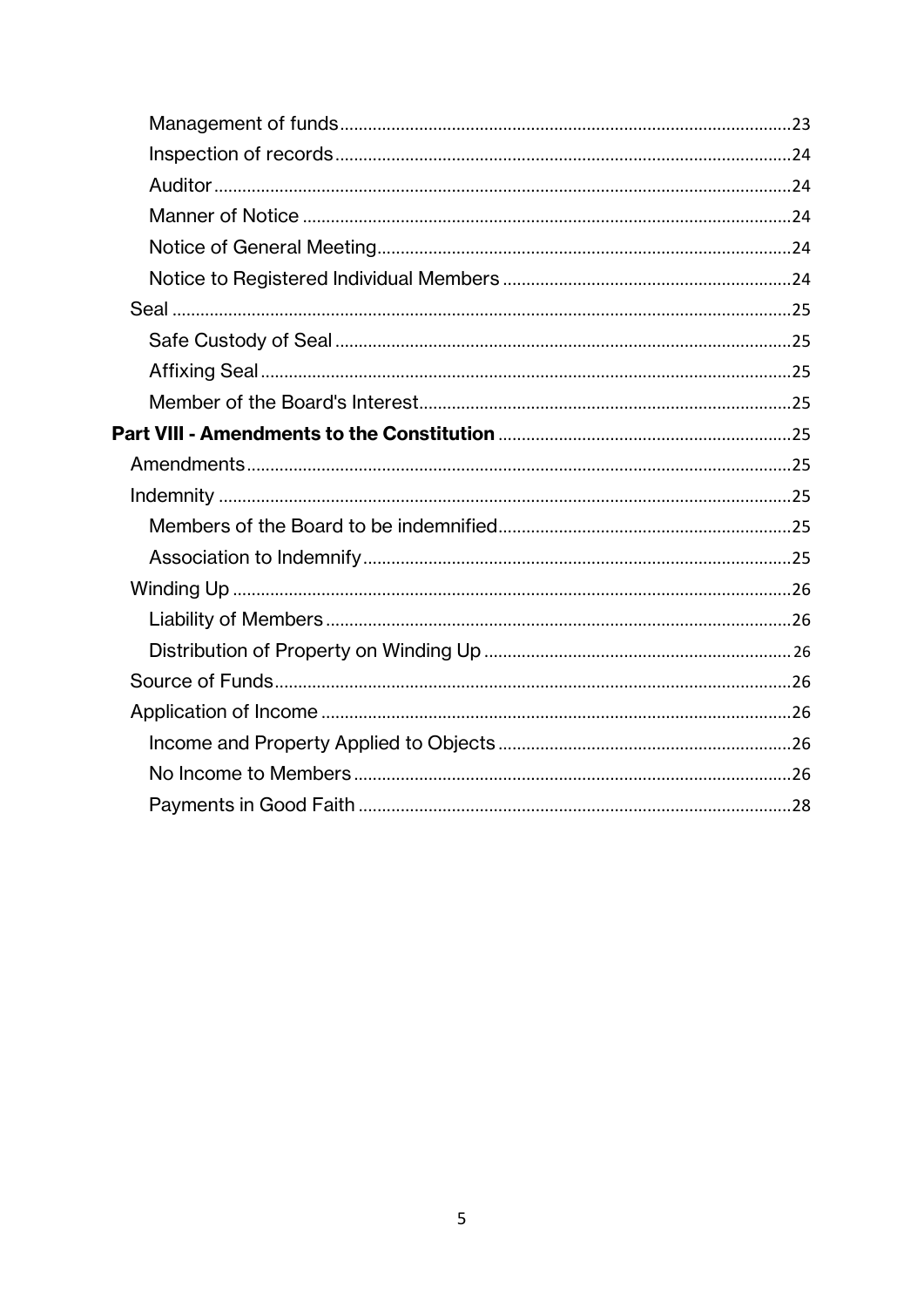Management of funds ........................................................................ 23
Inspection of records ........................................................................ 24
Auditor ........................................................................ 24
Manner of Notice ........................................................................ 24
Notice of General Meeting ........................................................................ 24
Notice to Registered Individual Members ........................................................................ 24
Seal ........................................................................ 25
Safe Custody of Seal ........................................................................ 25
Affixing Seal ........................................................................ 25
Member of the Board's Interest ........................................................................ 25
**Part VIII - Amendments to the Constitution** ........................................................................ 25
Amendments ........................................................................ 25
Indemnity ........................................................................ 25
Members of the Board to be indemnified ........................................................................ 25
Association to Indemnify ........................................................................ 25
Winding Up ........................................................................ 26
Liability of Members ........................................................................ 26
Distribution of Property on Winding Up ........................................................................ 26
Source of Funds ........................................................................ 26
Application of Income ........................................................................ 26
Income and Property Applied to Objects ........................................................................ 26
No Income to Members ........................................................................ 26
Payments in Good Faith ........................................................................ 28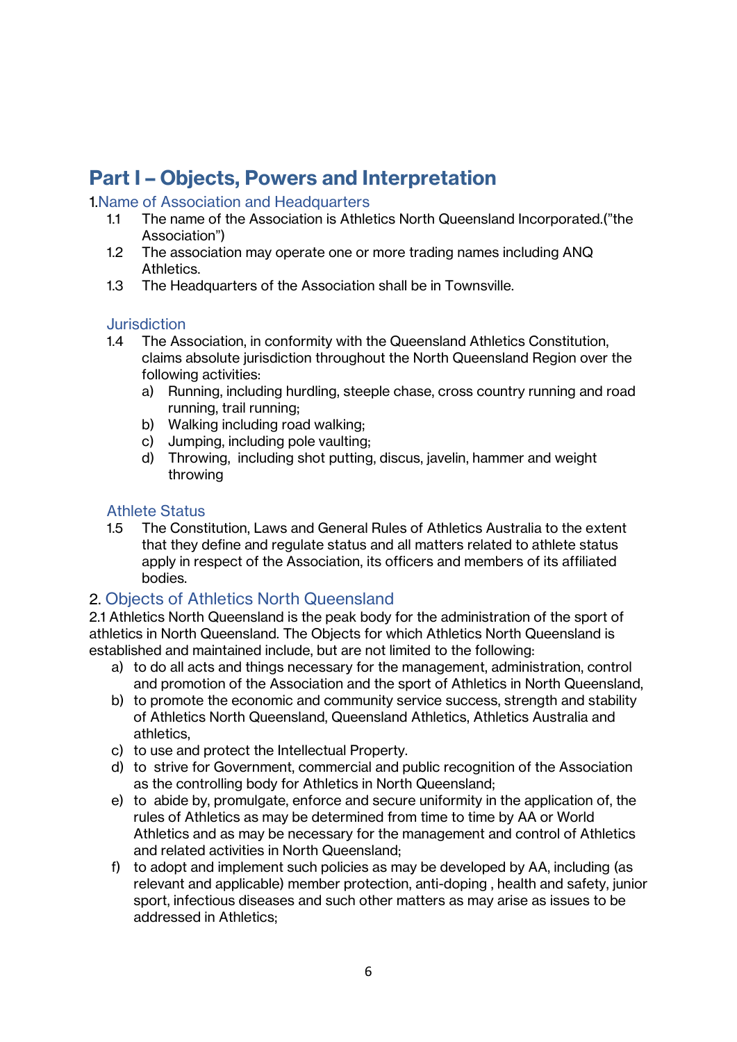# Part I – Objects, Powers and Interpretation

## 1.Name of Association and Headquarters

1.1 The name of the Association is Athletics North Queensland Incorporated.("the Association")

1.2 The association may operate one or more trading names including ANQ Athletics.

1.3 The Headquarters of the Association shall be in Townsville.

### Jurisdiction

1.4 The Association, in conformity with the Queensland Athletics Constitution, claims absolute jurisdiction throughout the North Queensland Region over the following activities:

a) Running, including hurdling, steeple chase, cross country running and road running, trail running;
b) Walking including road walking;
c) Jumping, including pole vaulting;
d) Throwing, including shot putting, discus, javelin, hammer and weight throwing

### Athlete Status

1.5 The Constitution, Laws and General Rules of Athletics Australia to the extent that they define and regulate status and all matters related to athlete status apply in respect of the Association, its officers and members of its affiliated bodies.

## 2. Objects of Athletics North Queensland

2.1 Athletics North Queensland is the peak body for the administration of the sport of athletics in North Queensland. The Objects for which Athletics North Queensland is established and maintained include, but are not limited to the following:

a) to do all acts and things necessary for the management, administration, control and promotion of the Association and the sport of Athletics in North Queensland,
b) to promote the economic and community service success, strength and stability of Athletics North Queensland, Queensland Athletics, Athletics Australia and athletics,
c) to use and protect the Intellectual Property.
d) to strive for Government, commercial and public recognition of the Association as the controlling body for Athletics in North Queensland;
e) to abide by, promulgate, enforce and secure uniformity in the application of, the rules of Athletics as may be determined from time to time by AA or World Athletics and as may be necessary for the management and control of Athletics and related activities in North Queensland;
f) to adopt and implement such policies as may be developed by AA, including (as relevant and applicable) member protection, anti-doping , health and safety, junior sport, infectious diseases and such other matters as may arise as issues to be addressed in Athletics;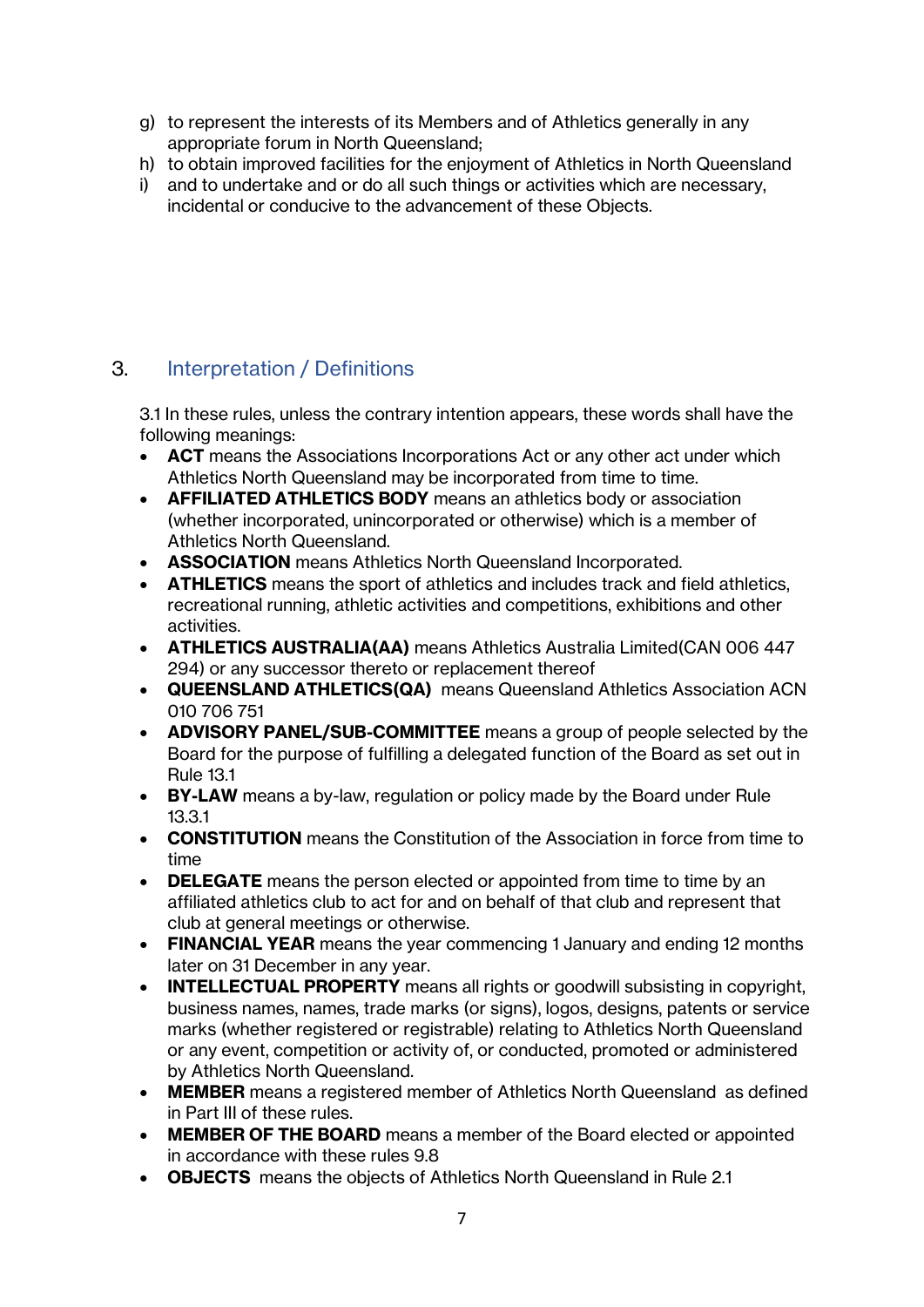g) to represent the interests of its Members and of Athletics generally in any appropriate forum in North Queensland;
h) to obtain improved facilities for the enjoyment of Athletics in North Queensland
i) and to undertake and or do all such things or activities which are necessary, incidental or conducive to the advancement of these Objects.

## 3. Interpretation / Definitions

3.1 In these rules, unless the contrary intention appears, these words shall have the following meanings:

- **ACT** means the Associations Incorporations Act or any other act under which Athletics North Queensland may be incorporated from time to time.
- **AFFILIATED ATHLETICS BODY** means an athletics body or association (whether incorporated, unincorporated or otherwise) which is a member of Athletics North Queensland.
- **ASSOCIATION** means Athletics North Queensland Incorporated.
- **ATHLETICS** means the sport of athletics and includes track and field athletics, recreational running, athletic activities and competitions, exhibitions and other activities.
- **ATHLETICS AUSTRALIA(AA)** means Athletics Australia Limited(CAN 006 447 294) or any successor thereto or replacement thereof
- **QUEENSLAND ATHLETICS(QA)** means Queensland Athletics Association ACN 010 706 751
- **ADVISORY PANEL/SUB-COMMITTEE** means a group of people selected by the Board for the purpose of fulfilling a delegated function of the Board as set out in Rule 13.1
- **BY-LAW** means a by-law, regulation or policy made by the Board under Rule 13.3.1
- **CONSTITUTION** means the Constitution of the Association in force from time to time
- **DELEGATE** means the person elected or appointed from time to time by an affiliated athletics club to act for and on behalf of that club and represent that club at general meetings or otherwise.
- **FINANCIAL YEAR** means the year commencing 1 January and ending 12 months later on 31 December in any year.
- **INTELLECTUAL PROPERTY** means all rights or goodwill subsisting in copyright, business names, names, trade marks (or signs), logos, designs, patents or service marks (whether registered or registrable) relating to Athletics North Queensland or any event, competition or activity of, or conducted, promoted or administered by Athletics North Queensland.
- **MEMBER** means a registered member of Athletics North Queensland as defined in Part III of these rules.
- **MEMBER OF THE BOARD** means a member of the Board elected or appointed in accordance with these rules 9.8
- **OBJECTS** means the objects of Athletics North Queensland in Rule 2.1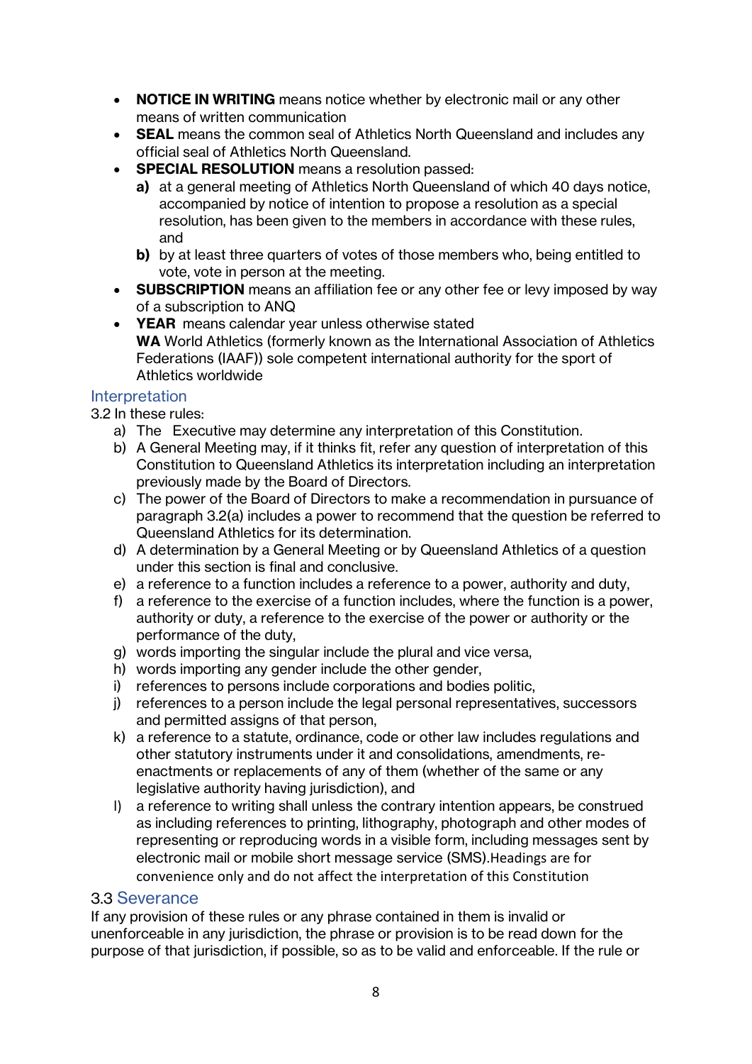- **NOTICE IN WRITING** means notice whether by electronic mail or any other means of written communication
- **SEAL** means the common seal of Athletics North Queensland and includes any official seal of Athletics North Queensland.
- **SPECIAL RESOLUTION** means a resolution passed:
  - **a)** at a general meeting of Athletics North Queensland of which 40 days notice, accompanied by notice of intention to propose a resolution as a special resolution, has been given to the members in accordance with these rules, and
  - **b)** by at least three quarters of votes of those members who, being entitled to vote, vote in person at the meeting.
- **SUBSCRIPTION** means an affiliation fee or any other fee or levy imposed by way of a subscription to ANQ
- **YEAR** means calendar year unless otherwise stated
  **WA** World Athletics (formerly known as the International Association of Athletics Federations (IAAF)) sole competent international authority for the sport of Athletics worldwide

## Interpretation

3.2 In these rules:

a) The Executive may determine any interpretation of this Constitution.
b) A General Meeting may, if it thinks fit, refer any question of interpretation of this Constitution to Queensland Athletics its interpretation including an interpretation previously made by the Board of Directors.
c) The power of the Board of Directors to make a recommendation in pursuance of paragraph 3.2(a) includes a power to recommend that the question be referred to Queensland Athletics for its determination.
d) A determination by a General Meeting or by Queensland Athletics of a question under this section is final and conclusive.
e) a reference to a function includes a reference to a power, authority and duty,
f) a reference to the exercise of a function includes, where the function is a power, authority or duty, a reference to the exercise of the power or authority or the performance of the duty,
g) words importing the singular include the plural and vice versa,
h) words importing any gender include the other gender,
i) references to persons include corporations and bodies politic,
j) references to a person include the legal personal representatives, successors and permitted assigns of that person,
k) a reference to a statute, ordinance, code or other law includes regulations and other statutory instruments under it and consolidations, amendments, re-enactments or replacements of any of them (whether of the same or any legislative authority having jurisdiction), and
l) a reference to writing shall unless the contrary intention appears, be construed as including references to printing, lithography, photograph and other modes of representing or reproducing words in a visible form, including messages sent by electronic mail or mobile short message service (SMS).Headings are for convenience only and do not affect the interpretation of this Constitution

## 3.3 Severance

If any provision of these rules or any phrase contained in them is invalid or unenforceable in any jurisdiction, the phrase or provision is to be read down for the purpose of that jurisdiction, if possible, so as to be valid and enforceable. If the rule or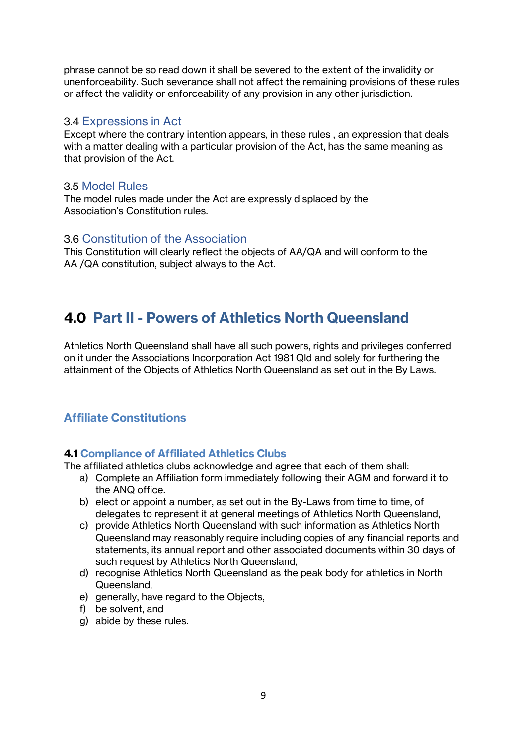phrase cannot be so read down it shall be severed to the extent of the invalidity or unenforceability. Such severance shall not affect the remaining provisions of these rules or affect the validity or enforceability of any provision in any other jurisdiction.

### 3.4 Expressions in Act

Except where the contrary intention appears, in these rules , an expression that deals with a matter dealing with a particular provision of the Act, has the same meaning as that provision of the Act.

### 3.5 Model Rules

The model rules made under the Act are expressly displaced by the Association's Constitution rules.

### 3.6 Constitution of the Association

This Constitution will clearly reflect the objects of AA/QA and will conform to the AA /QA constitution, subject always to the Act.

# 4.0 Part II - Powers of Athletics North Queensland

Athletics North Queensland shall have all such powers, rights and privileges conferred on it under the Associations Incorporation Act 1981 Qld and solely for furthering the attainment of the Objects of Athletics North Queensland as set out in the By Laws.

## Affiliate Constitutions

### 4.1 Compliance of Affiliated Athletics Clubs

The affiliated athletics clubs acknowledge and agree that each of them shall:

a) Complete an Affiliation form immediately following their AGM and forward it to the ANQ office.
b) elect or appoint a number, as set out in the By-Laws from time to time, of delegates to represent it at general meetings of Athletics North Queensland,
c) provide Athletics North Queensland with such information as Athletics North Queensland may reasonably require including copies of any financial reports and statements, its annual report and other associated documents within 30 days of such request by Athletics North Queensland,
d) recognise Athletics North Queensland as the peak body for athletics in North Queensland,
e) generally, have regard to the Objects,
f) be solvent, and
g) abide by these rules.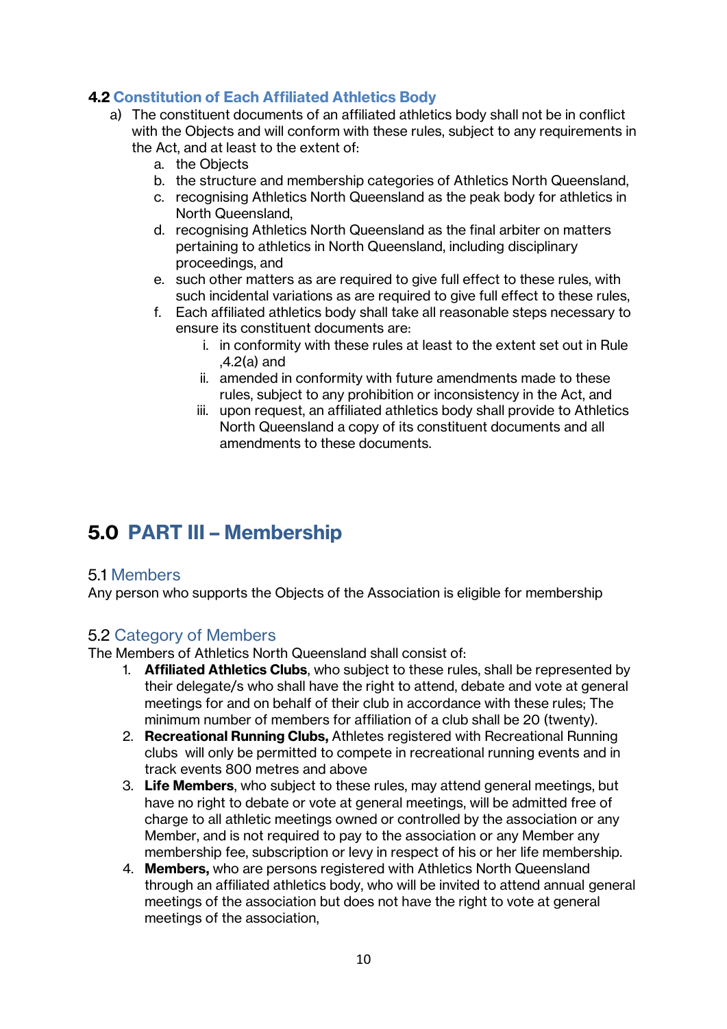### 4.2 Constitution of Each Affiliated Athletics Body

a) The constituent documents of an affiliated athletics body shall not be in conflict with the Objects and will conform with these rules, subject to any requirements in the Act, and at least to the extent of:
   a. the Objects
   b. the structure and membership categories of Athletics North Queensland,
   c. recognising Athletics North Queensland as the peak body for athletics in North Queensland,
   d. recognising Athletics North Queensland as the final arbiter on matters pertaining to athletics in North Queensland, including disciplinary proceedings, and
   e. such other matters as are required to give full effect to these rules, with such incidental variations as are required to give full effect to these rules,
   f. Each affiliated athletics body shall take all reasonable steps necessary to ensure its constituent documents are:
      i. in conformity with these rules at least to the extent set out in Rule ,4.2(a) and
      ii. amended in conformity with future amendments made to these rules, subject to any prohibition or inconsistency in the Act, and
      iii. upon request, an affiliated athletics body shall provide to Athletics North Queensland a copy of its constituent documents and all amendments to these documents.

# 5.0 PART III – Membership

## 5.1 Members

Any person who supports the Objects of the Association is eligible for membership

## 5.2 Category of Members

The Members of Athletics North Queensland shall consist of:

1. **Affiliated Athletics Clubs**, who subject to these rules, shall be represented by their delegate/s who shall have the right to attend, debate and vote at general meetings for and on behalf of their club in accordance with these rules; The minimum number of members for affiliation of a club shall be 20 (twenty).
2. **Recreational Running Clubs,** Athletes registered with Recreational Running clubs will only be permitted to compete in recreational running events and in track events 800 metres and above
3. **Life Members**, who subject to these rules, may attend general meetings, but have no right to debate or vote at general meetings, will be admitted free of charge to all athletic meetings owned or controlled by the association or any Member, and is not required to pay to the association or any Member any membership fee, subscription or levy in respect of his or her life membership.
4. **Members,** who are persons registered with Athletics North Queensland through an affiliated athletics body, who will be invited to attend annual general meetings of the association but does not have the right to vote at general meetings of the association,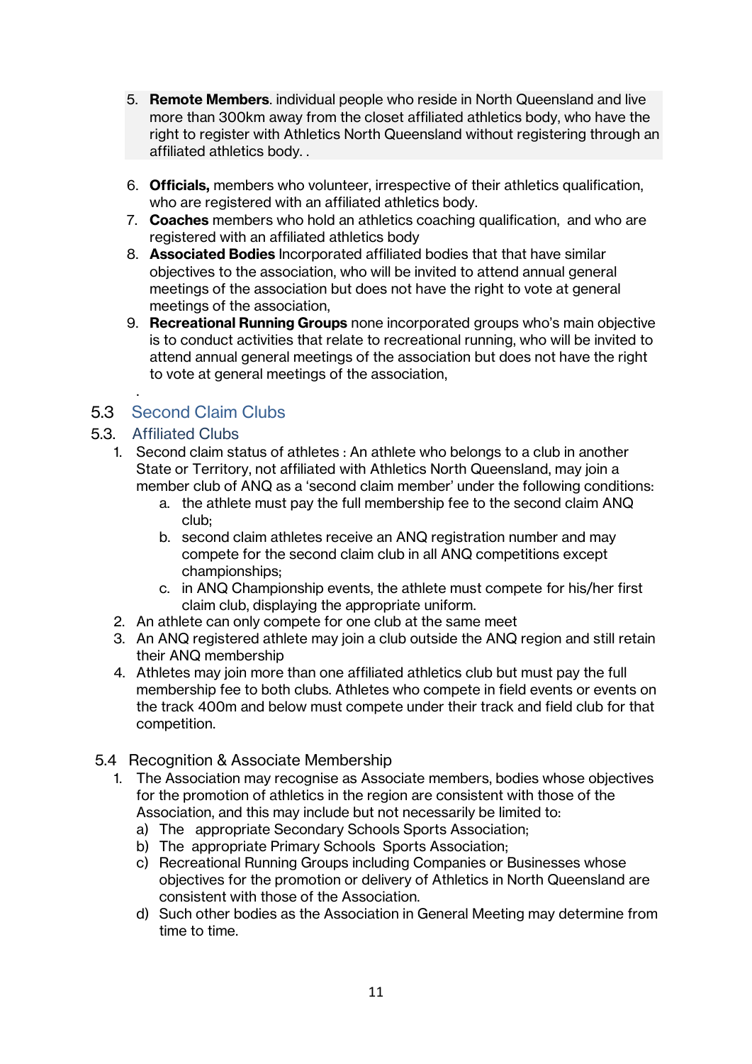5. **Remote Members**. individual people who reside in North Queensland and live more than 300km away from the closet affiliated athletics body, who have the right to register with Athletics North Queensland without registering through an affiliated athletics body. .

6. **Officials,** members who volunteer, irrespective of their athletics qualification, who are registered with an affiliated athletics body.
7. **Coaches** members who hold an athletics coaching qualification, and who are registered with an affiliated athletics body
8. **Associated Bodies** Incorporated affiliated bodies that that have similar objectives to the association, who will be invited to attend annual general meetings of the association but does not have the right to vote at general meetings of the association,
9. **Recreational Running Groups** none incorporated groups who's main objective is to conduct activities that relate to recreational running, who will be invited to attend annual general meetings of the association but does not have the right to vote at general meetings of the association,

.

## 5.3 Second Claim Clubs

## 5.3. Affiliated Clubs

1. Second claim status of athletes : An athlete who belongs to a club in another State or Territory, not affiliated with Athletics North Queensland, may join a member club of ANQ as a 'second claim member' under the following conditions:
   a. the athlete must pay the full membership fee to the second claim ANQ club;
   b. second claim athletes receive an ANQ registration number and may compete for the second claim club in all ANQ competitions except championships;
   c. in ANQ Championship events, the athlete must compete for his/her first claim club, displaying the appropriate uniform.
2. An athlete can only compete for one club at the same meet
3. An ANQ registered athlete may join a club outside the ANQ region and still retain their ANQ membership
4. Athletes may join more than one affiliated athletics club but must pay the full membership fee to both clubs. Athletes who compete in field events or events on the track 400m and below must compete under their track and field club for that competition.

## 5.4 Recognition & Associate Membership

1. The Association may recognise as Associate members, bodies whose objectives for the promotion of athletics in the region are consistent with those of the Association, and this may include but not necessarily be limited to:
   a) The appropriate Secondary Schools Sports Association;
   b) The appropriate Primary Schools Sports Association;
   c) Recreational Running Groups including Companies or Businesses whose objectives for the promotion or delivery of Athletics in North Queensland are consistent with those of the Association.
   d) Such other bodies as the Association in General Meeting may determine from time to time.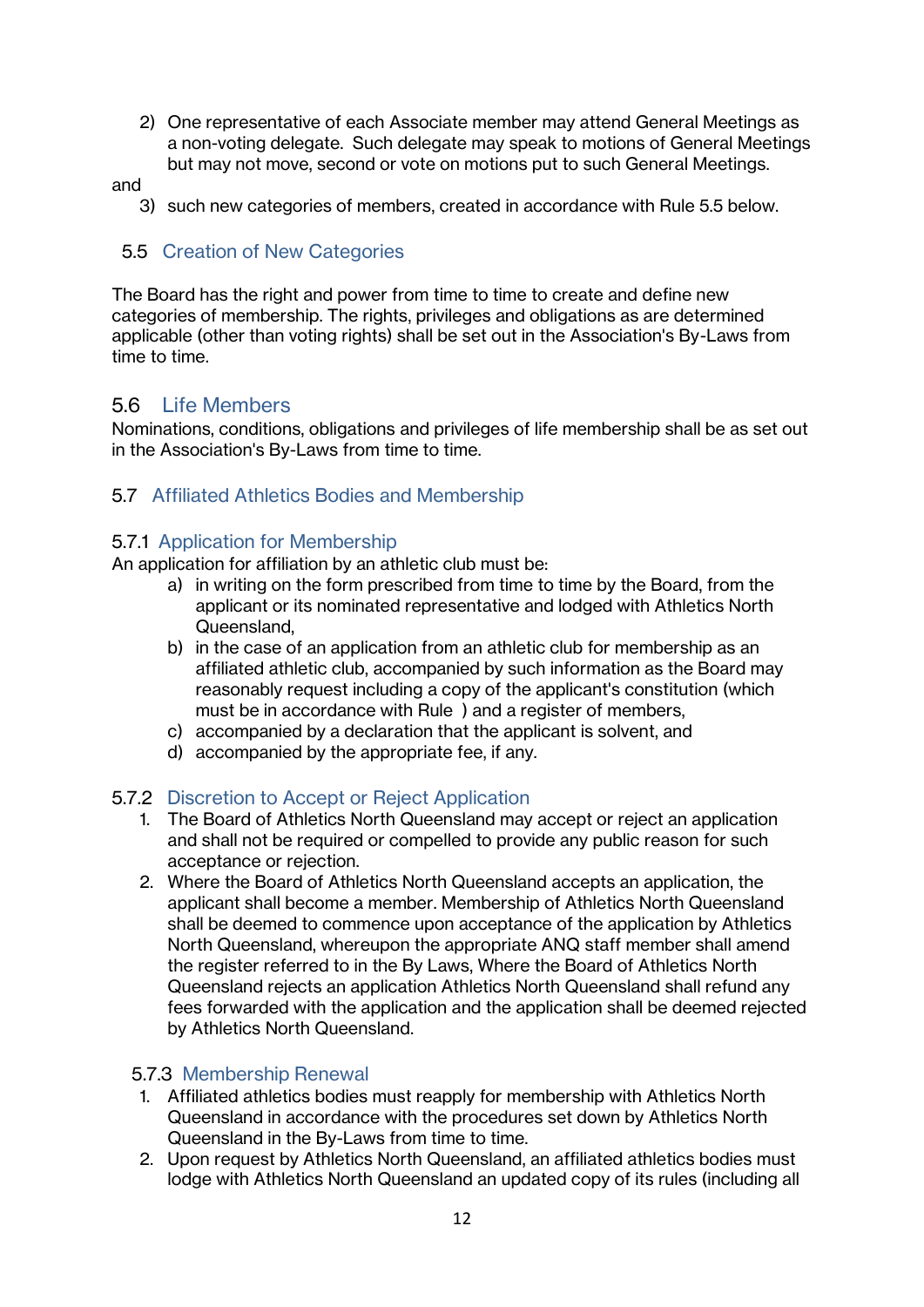2) One representative of each Associate member may attend General Meetings as a non-voting delegate. Such delegate may speak to motions of General Meetings but may not move, second or vote on motions put to such General Meetings.

and

3) such new categories of members, created in accordance with Rule 5.5 below.

## 5.5 Creation of New Categories

The Board has the right and power from time to time to create and define new categories of membership. The rights, privileges and obligations as are determined applicable (other than voting rights) shall be set out in the Association's By-Laws from time to time.

## 5.6 Life Members

Nominations, conditions, obligations and privileges of life membership shall be as set out in the Association's By-Laws from time to time.

## 5.7 Affiliated Athletics Bodies and Membership

### 5.7.1 Application for Membership

An application for affiliation by an athletic club must be:

a) in writing on the form prescribed from time to time by the Board, from the applicant or its nominated representative and lodged with Athletics North Queensland,
b) in the case of an application from an athletic club for membership as an affiliated athletic club, accompanied by such information as the Board may reasonably request including a copy of the applicant's constitution (which must be in accordance with Rule ) and a register of members,
c) accompanied by a declaration that the applicant is solvent, and
d) accompanied by the appropriate fee, if any.

### 5.7.2 Discretion to Accept or Reject Application

1. The Board of Athletics North Queensland may accept or reject an application and shall not be required or compelled to provide any public reason for such acceptance or rejection.
2. Where the Board of Athletics North Queensland accepts an application, the applicant shall become a member. Membership of Athletics North Queensland shall be deemed to commence upon acceptance of the application by Athletics North Queensland, whereupon the appropriate ANQ staff member shall amend the register referred to in the By Laws, Where the Board of Athletics North Queensland rejects an application Athletics North Queensland shall refund any fees forwarded with the application and the application shall be deemed rejected by Athletics North Queensland.

### 5.7.3 Membership Renewal

1. Affiliated athletics bodies must reapply for membership with Athletics North Queensland in accordance with the procedures set down by Athletics North Queensland in the By-Laws from time to time.
2. Upon request by Athletics North Queensland, an affiliated athletics bodies must lodge with Athletics North Queensland an updated copy of its rules (including all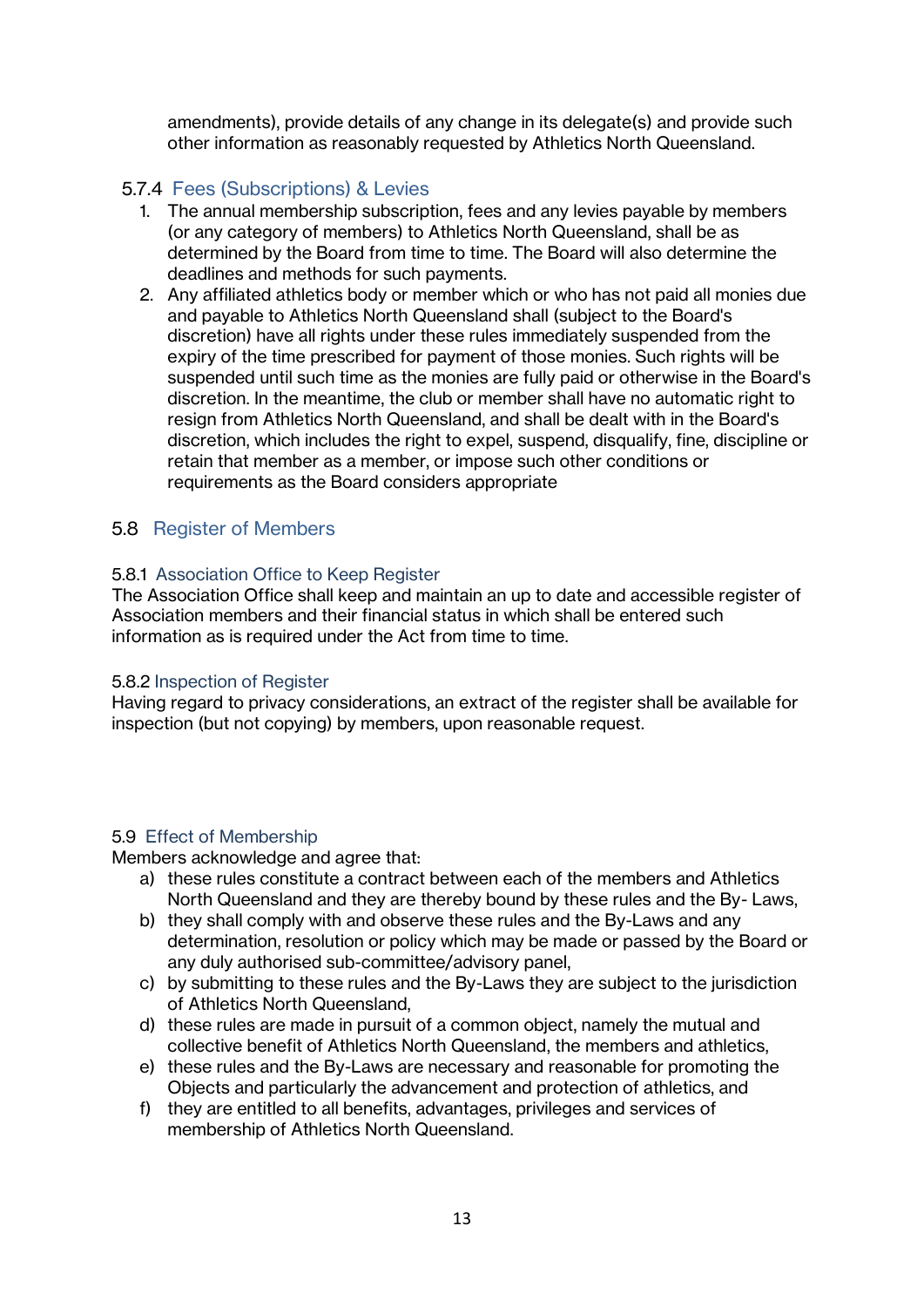amendments), provide details of any change in its delegate(s) and provide such other information as reasonably requested by Athletics North Queensland.

#### 5.7.4 Fees (Subscriptions) & Levies

1. The annual membership subscription, fees and any levies payable by members (or any category of members) to Athletics North Queensland, shall be as determined by the Board from time to time. The Board will also determine the deadlines and methods for such payments.
2. Any affiliated athletics body or member which or who has not paid all monies due and payable to Athletics North Queensland shall (subject to the Board's discretion) have all rights under these rules immediately suspended from the expiry of the time prescribed for payment of those monies. Such rights will be suspended until such time as the monies are fully paid or otherwise in the Board's discretion. In the meantime, the club or member shall have no automatic right to resign from Athletics North Queensland, and shall be dealt with in the Board's discretion, which includes the right to expel, suspend, disqualify, fine, discipline or retain that member as a member, or impose such other conditions or requirements as the Board considers appropriate

## 5.8 Register of Members

#### 5.8.1 Association Office to Keep Register

The Association Office shall keep and maintain an up to date and accessible register of Association members and their financial status in which shall be entered such information as is required under the Act from time to time.

#### 5.8.2 Inspection of Register

Having regard to privacy considerations, an extract of the register shall be available for inspection (but not copying) by members, upon reasonable request.

### 5.9 Effect of Membership

Members acknowledge and agree that:

a) these rules constitute a contract between each of the members and Athletics North Queensland and they are thereby bound by these rules and the By- Laws,
b) they shall comply with and observe these rules and the By-Laws and any determination, resolution or policy which may be made or passed by the Board or any duly authorised sub-committee/advisory panel,
c) by submitting to these rules and the By-Laws they are subject to the jurisdiction of Athletics North Queensland,
d) these rules are made in pursuit of a common object, namely the mutual and collective benefit of Athletics North Queensland, the members and athletics,
e) these rules and the By-Laws are necessary and reasonable for promoting the Objects and particularly the advancement and protection of athletics, and
f) they are entitled to all benefits, advantages, privileges and services of membership of Athletics North Queensland.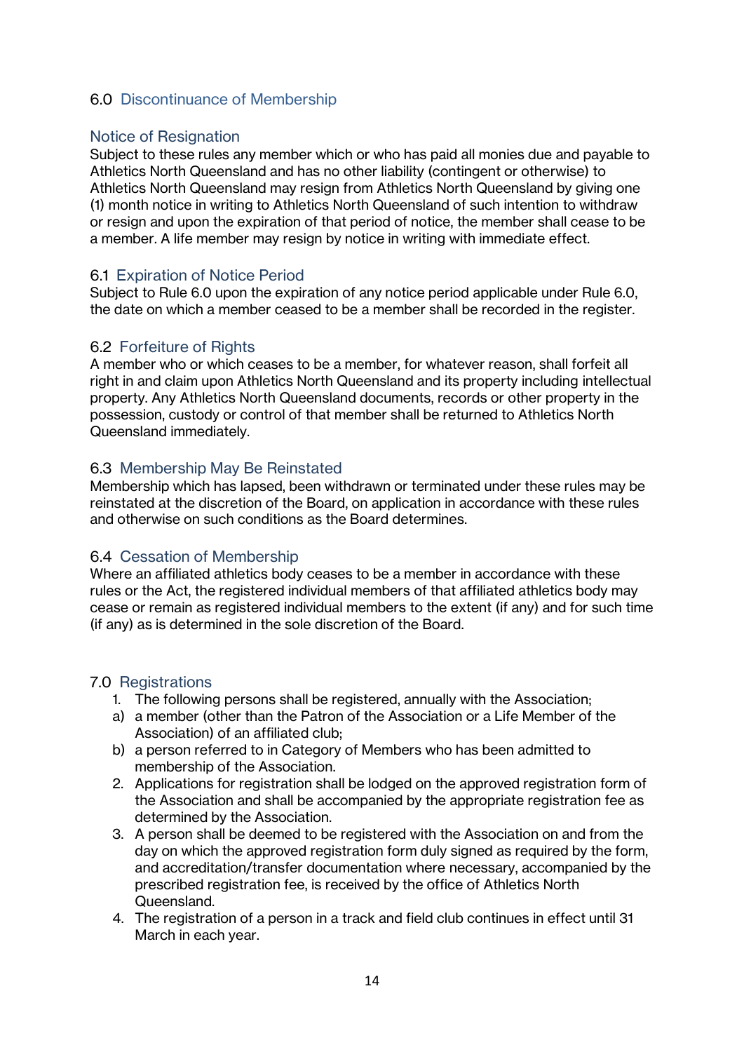## 6.0 Discontinuance of Membership

### Notice of Resignation

Subject to these rules any member which or who has paid all monies due and payable to Athletics North Queensland and has no other liability (contingent or otherwise) to Athletics North Queensland may resign from Athletics North Queensland by giving one (1) month notice in writing to Athletics North Queensland of such intention to withdraw or resign and upon the expiration of that period of notice, the member shall cease to be a member. A life member may resign by notice in writing with immediate effect.

### 6.1 Expiration of Notice Period

Subject to Rule 6.0 upon the expiration of any notice period applicable under Rule 6.0, the date on which a member ceased to be a member shall be recorded in the register.

### 6.2 Forfeiture of Rights

A member who or which ceases to be a member, for whatever reason, shall forfeit all right in and claim upon Athletics North Queensland and its property including intellectual property. Any Athletics North Queensland documents, records or other property in the possession, custody or control of that member shall be returned to Athletics North Queensland immediately.

### 6.3 Membership May Be Reinstated

Membership which has lapsed, been withdrawn or terminated under these rules may be reinstated at the discretion of the Board, on application in accordance with these rules and otherwise on such conditions as the Board determines.

### 6.4 Cessation of Membership

Where an affiliated athletics body ceases to be a member in accordance with these rules or the Act, the registered individual members of that affiliated athletics body may cease or remain as registered individual members to the extent (if any) and for such time (if any) as is determined in the sole discretion of the Board.

## 7.0 Registrations

1. The following persons shall be registered, annually with the Association;
   a) a member (other than the Patron of the Association or a Life Member of the Association) of an affiliated club;
   b) a person referred to in Category of Members who has been admitted to membership of the Association.
2. Applications for registration shall be lodged on the approved registration form of the Association and shall be accompanied by the appropriate registration fee as determined by the Association.
3. A person shall be deemed to be registered with the Association on and from the day on which the approved registration form duly signed as required by the form, and accreditation/transfer documentation where necessary, accompanied by the prescribed registration fee, is received by the office of Athletics North Queensland.
4. The registration of a person in a track and field club continues in effect until 31 March in each year.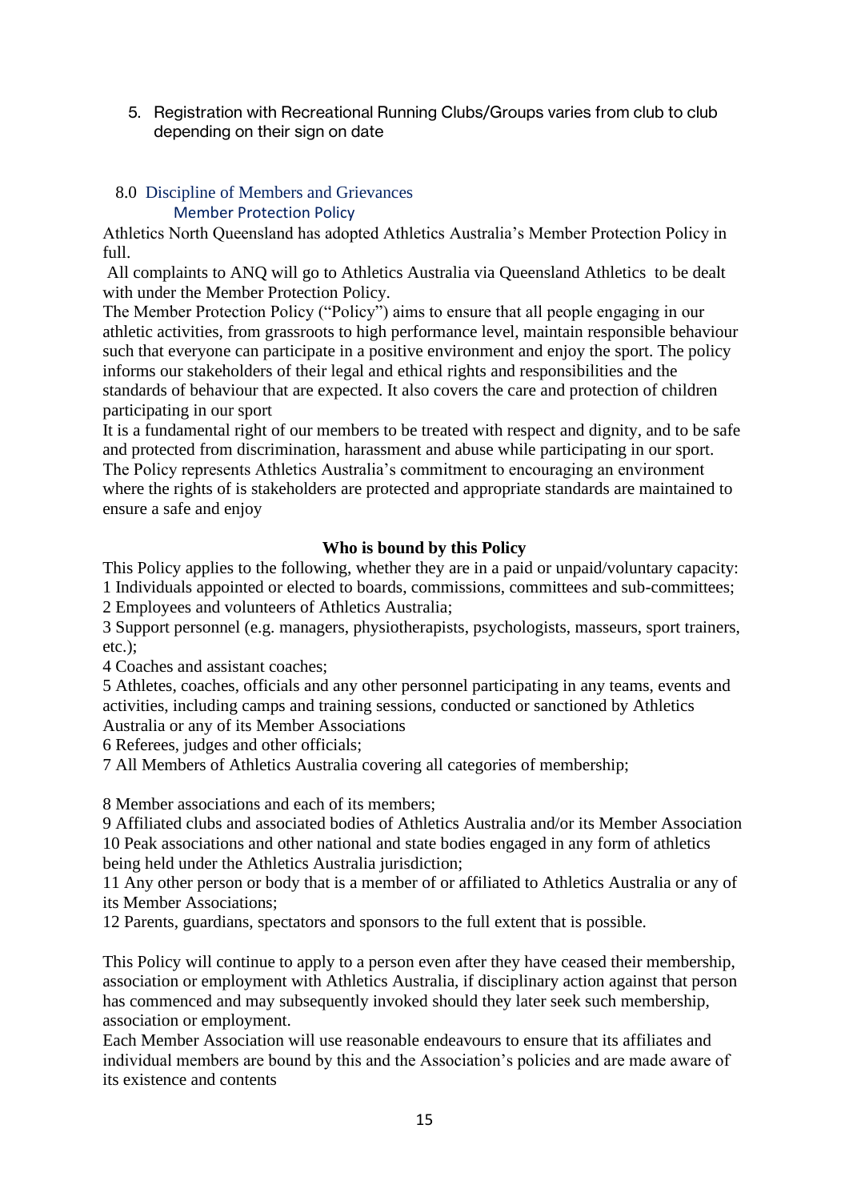5. Registration with Recreational Running Clubs/Groups varies from club to club depending on their sign on date

## 8.0 Discipline of Members and Grievances

### Member Protection Policy

Athletics North Queensland has adopted Athletics Australia's Member Protection Policy in full.

All complaints to ANQ will go to Athletics Australia via Queensland Athletics to be dealt with under the Member Protection Policy.

The Member Protection Policy ("Policy") aims to ensure that all people engaging in our athletic activities, from grassroots to high performance level, maintain responsible behaviour such that everyone can participate in a positive environment and enjoy the sport. The policy informs our stakeholders of their legal and ethical rights and responsibilities and the standards of behaviour that are expected. It also covers the care and protection of children participating in our sport

It is a fundamental right of our members to be treated with respect and dignity, and to be safe and protected from discrimination, harassment and abuse while participating in our sport. The Policy represents Athletics Australia's commitment to encouraging an environment where the rights of is stakeholders are protected and appropriate standards are maintained to ensure a safe and enjoy

**Who is bound by this Policy**

This Policy applies to the following, whether they are in a paid or unpaid/voluntary capacity:

1 Individuals appointed or elected to boards, commissions, committees and sub-committees;
2 Employees and volunteers of Athletics Australia;
3 Support personnel (e.g. managers, physiotherapists, psychologists, masseurs, sport trainers, etc.);
4 Coaches and assistant coaches;
5 Athletes, coaches, officials and any other personnel participating in any teams, events and activities, including camps and training sessions, conducted or sanctioned by Athletics Australia or any of its Member Associations
6 Referees, judges and other officials;
7 All Members of Athletics Australia covering all categories of membership;

8 Member associations and each of its members;
9 Affiliated clubs and associated bodies of Athletics Australia and/or its Member Association
10 Peak associations and other national and state bodies engaged in any form of athletics being held under the Athletics Australia jurisdiction;
11 Any other person or body that is a member of or affiliated to Athletics Australia or any of its Member Associations;
12 Parents, guardians, spectators and sponsors to the full extent that is possible.

This Policy will continue to apply to a person even after they have ceased their membership, association or employment with Athletics Australia, if disciplinary action against that person has commenced and may subsequently invoked should they later seek such membership, association or employment.

Each Member Association will use reasonable endeavours to ensure that its affiliates and individual members are bound by this and the Association's policies and are made aware of its existence and contents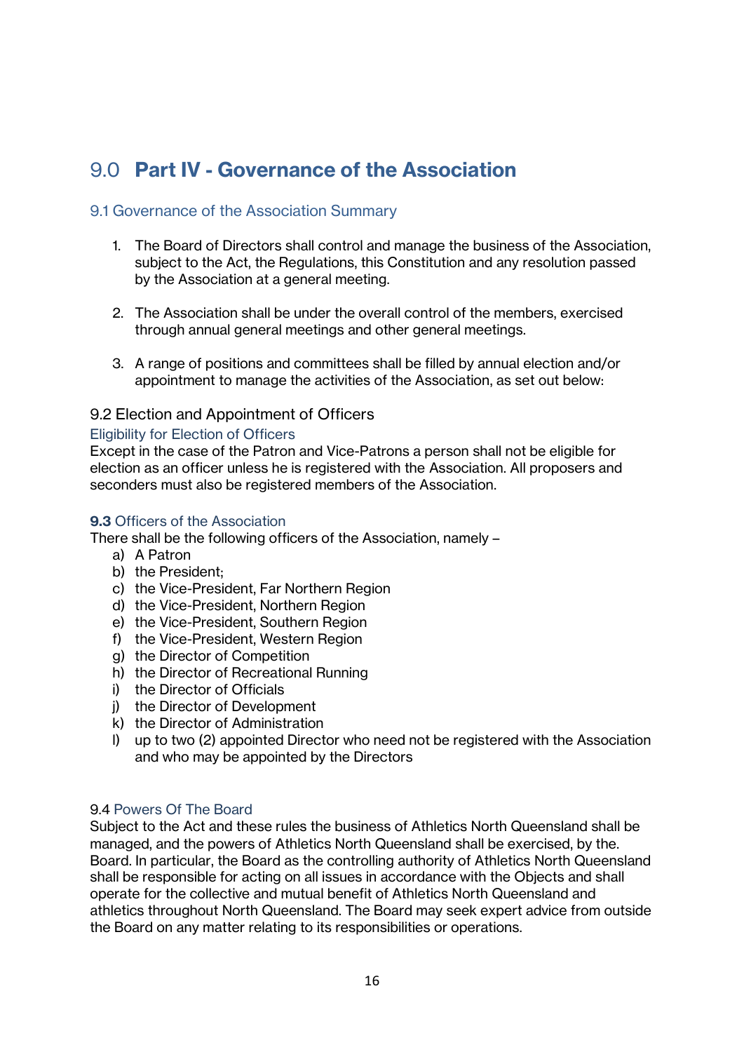# 9.0 **Part IV - Governance of the Association**

## 9.1 Governance of the Association Summary

1. The Board of Directors shall control and manage the business of the Association, subject to the Act, the Regulations, this Constitution and any resolution passed by the Association at a general meeting.

2. The Association shall be under the overall control of the members, exercised through annual general meetings and other general meetings.

3. A range of positions and committees shall be filled by annual election and/or appointment to manage the activities of the Association, as set out below:

## 9.2 Election and Appointment of Officers

### Eligibility for Election of Officers

Except in the case of the Patron and Vice-Patrons a person shall not be eligible for election as an officer unless he is registered with the Association. All proposers and seconders must also be registered members of the Association.

### **9.3** Officers of the Association

There shall be the following officers of the Association, namely –

a) A Patron
b) the President;
c) the Vice-President, Far Northern Region
d) the Vice-President, Northern Region
e) the Vice-President, Southern Region
f) the Vice-President, Western Region
g) the Director of Competition
h) the Director of Recreational Running
i) the Director of Officials
j) the Director of Development
k) the Director of Administration
l) up to two (2) appointed Director who need not be registered with the Association and who may be appointed by the Directors

### 9.4 Powers Of The Board

Subject to the Act and these rules the business of Athletics North Queensland shall be managed, and the powers of Athletics North Queensland shall be exercised, by the. Board. In particular, the Board as the controlling authority of Athletics North Queensland shall be responsible for acting on all issues in accordance with the Objects and shall operate for the collective and mutual benefit of Athletics North Queensland and athletics throughout North Queensland. The Board may seek expert advice from outside the Board on any matter relating to its responsibilities or operations.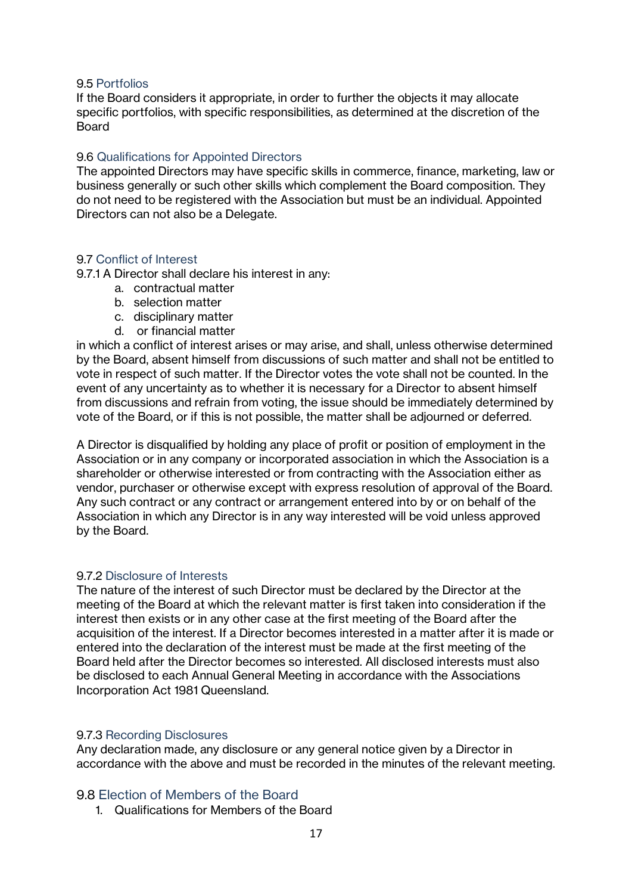### 9.5 Portfolios

If the Board considers it appropriate, in order to further the objects it may allocate specific portfolios, with specific responsibilities, as determined at the discretion of the Board

### 9.6 Qualifications for Appointed Directors

The appointed Directors may have specific skills in commerce, finance, marketing, law or business generally or such other skills which complement the Board composition. They do not need to be registered with the Association but must be an individual. Appointed Directors can not also be a Delegate.

### 9.7 Conflict of Interest

9.7.1 A Director shall declare his interest in any:

a. contractual matter
b. selection matter
c. disciplinary matter
d. or financial matter

in which a conflict of interest arises or may arise, and shall, unless otherwise determined by the Board, absent himself from discussions of such matter and shall not be entitled to vote in respect of such matter. If the Director votes the vote shall not be counted. In the event of any uncertainty as to whether it is necessary for a Director to absent himself from discussions and refrain from voting, the issue should be immediately determined by vote of the Board, or if this is not possible, the matter shall be adjourned or deferred.

A Director is disqualified by holding any place of profit or position of employment in the Association or in any company or incorporated association in which the Association is a shareholder or otherwise interested or from contracting with the Association either as vendor, purchaser or otherwise except with express resolution of approval of the Board. Any such contract or any contract or arrangement entered into by or on behalf of the Association in which any Director is in any way interested will be void unless approved by the Board.

#### 9.7.2 Disclosure of Interests

The nature of the interest of such Director must be declared by the Director at the meeting of the Board at which the relevant matter is first taken into consideration if the interest then exists or in any other case at the first meeting of the Board after the acquisition of the interest. If a Director becomes interested in a matter after it is made or entered into the declaration of the interest must be made at the first meeting of the Board held after the Director becomes so interested. All disclosed interests must also be disclosed to each Annual General Meeting in accordance with the Associations Incorporation Act 1981 Queensland.

#### 9.7.3 Recording Disclosures

Any declaration made, any disclosure or any general notice given by a Director in accordance with the above and must be recorded in the minutes of the relevant meeting.

### 9.8 Election of Members of the Board

1. Qualifications for Members of the Board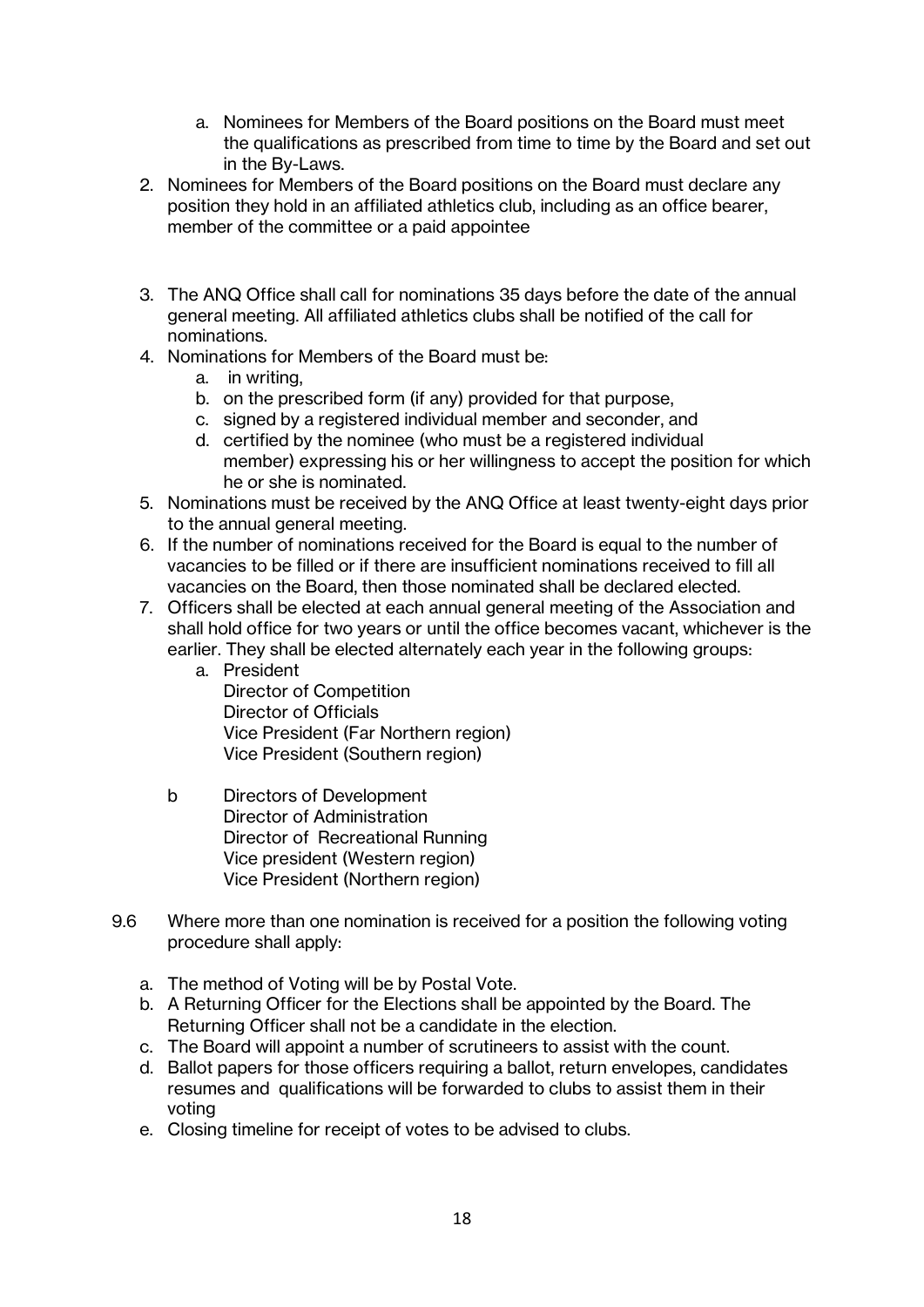a. Nominees for Members of the Board positions on the Board must meet the qualifications as prescribed from time to time by the Board and set out in the By-Laws.

2. Nominees for Members of the Board positions on the Board must declare any position they hold in an affiliated athletics club, including as an office bearer, member of the committee or a paid appointee

3. The ANQ Office shall call for nominations 35 days before the date of the annual general meeting. All affiliated athletics clubs shall be notified of the call for nominations.
4. Nominations for Members of the Board must be:
   a. in writing,
   b. on the prescribed form (if any) provided for that purpose,
   c. signed by a registered individual member and seconder, and
   d. certified by the nominee (who must be a registered individual member) expressing his or her willingness to accept the position for which he or she is nominated.
5. Nominations must be received by the ANQ Office at least twenty-eight days prior to the annual general meeting.
6. If the number of nominations received for the Board is equal to the number of vacancies to be filled or if there are insufficient nominations received to fill all vacancies on the Board, then those nominated shall be declared elected.
7. Officers shall be elected at each annual general meeting of the Association and shall hold office for two years or until the office becomes vacant, whichever is the earlier. They shall be elected alternately each year in the following groups:
   a. President
      Director of Competition
      Director of Officials
      Vice President (Far Northern region)
      Vice President (Southern region)

   b Directors of Development
      Director of Administration
      Director of Recreational Running
      Vice president (Western region)
      Vice President (Northern region)

9.6 Where more than one nomination is received for a position the following voting procedure shall apply:

   a. The method of Voting will be by Postal Vote.
   b. A Returning Officer for the Elections shall be appointed by the Board. The Returning Officer shall not be a candidate in the election.
   c. The Board will appoint a number of scrutineers to assist with the count.
   d. Ballot papers for those officers requiring a ballot, return envelopes, candidates resumes and qualifications will be forwarded to clubs to assist them in their voting
   e. Closing timeline for receipt of votes to be advised to clubs.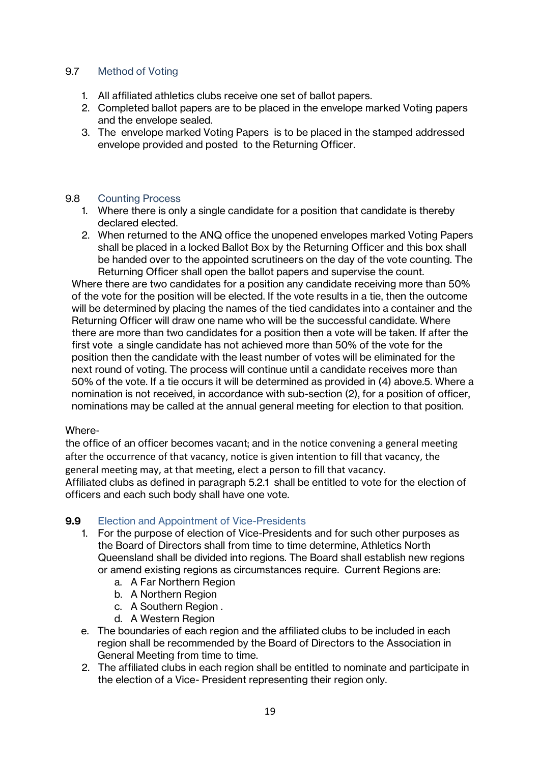9.7 Method of Voting

1. All affiliated athletics clubs receive one set of ballot papers.
2. Completed ballot papers are to be placed in the envelope marked Voting papers and the envelope sealed.
3. The envelope marked Voting Papers is to be placed in the stamped addressed envelope provided and posted to the Returning Officer.

9.8 Counting Process

1. Where there is only a single candidate for a position that candidate is thereby declared elected.
2. When returned to the ANQ office the unopened envelopes marked Voting Papers shall be placed in a locked Ballot Box by the Returning Officer and this box shall be handed over to the appointed scrutineers on the day of the vote counting. The Returning Officer shall open the ballot papers and supervise the count.

Where there are two candidates for a position any candidate receiving more than 50% of the vote for the position will be elected. If the vote results in a tie, then the outcome will be determined by placing the names of the tied candidates into a container and the Returning Officer will draw one name who will be the successful candidate. Where there are more than two candidates for a position then a vote will be taken. If after the first vote a single candidate has not achieved more than 50% of the vote for the position then the candidate with the least number of votes will be eliminated for the next round of voting. The process will continue until a candidate receives more than 50% of the vote. If a tie occurs it will be determined as provided in (4) above.5. Where a nomination is not received, in accordance with sub-section (2), for a position of officer, nominations may be called at the annual general meeting for election to that position.

Where-

the office of an officer becomes vacant; and in the notice convening a general meeting after the occurrence of that vacancy, notice is given intention to fill that vacancy, the general meeting may, at that meeting, elect a person to fill that vacancy.

Affiliated clubs as defined in paragraph 5.2.1 shall be entitled to vote for the election of officers and each such body shall have one vote.

**9.9** Election and Appointment of Vice-Presidents

1. For the purpose of election of Vice-Presidents and for such other purposes as the Board of Directors shall from time to time determine, Athletics North Queensland shall be divided into regions. The Board shall establish new regions or amend existing regions as circumstances require. Current Regions are:
   a. A Far Northern Region
   b. A Northern Region
   c. A Southern Region .
   d. A Western Region

e. The boundaries of each region and the affiliated clubs to be included in each region shall be recommended by the Board of Directors to the Association in General Meeting from time to time.

2. The affiliated clubs in each region shall be entitled to nominate and participate in the election of a Vice- President representing their region only.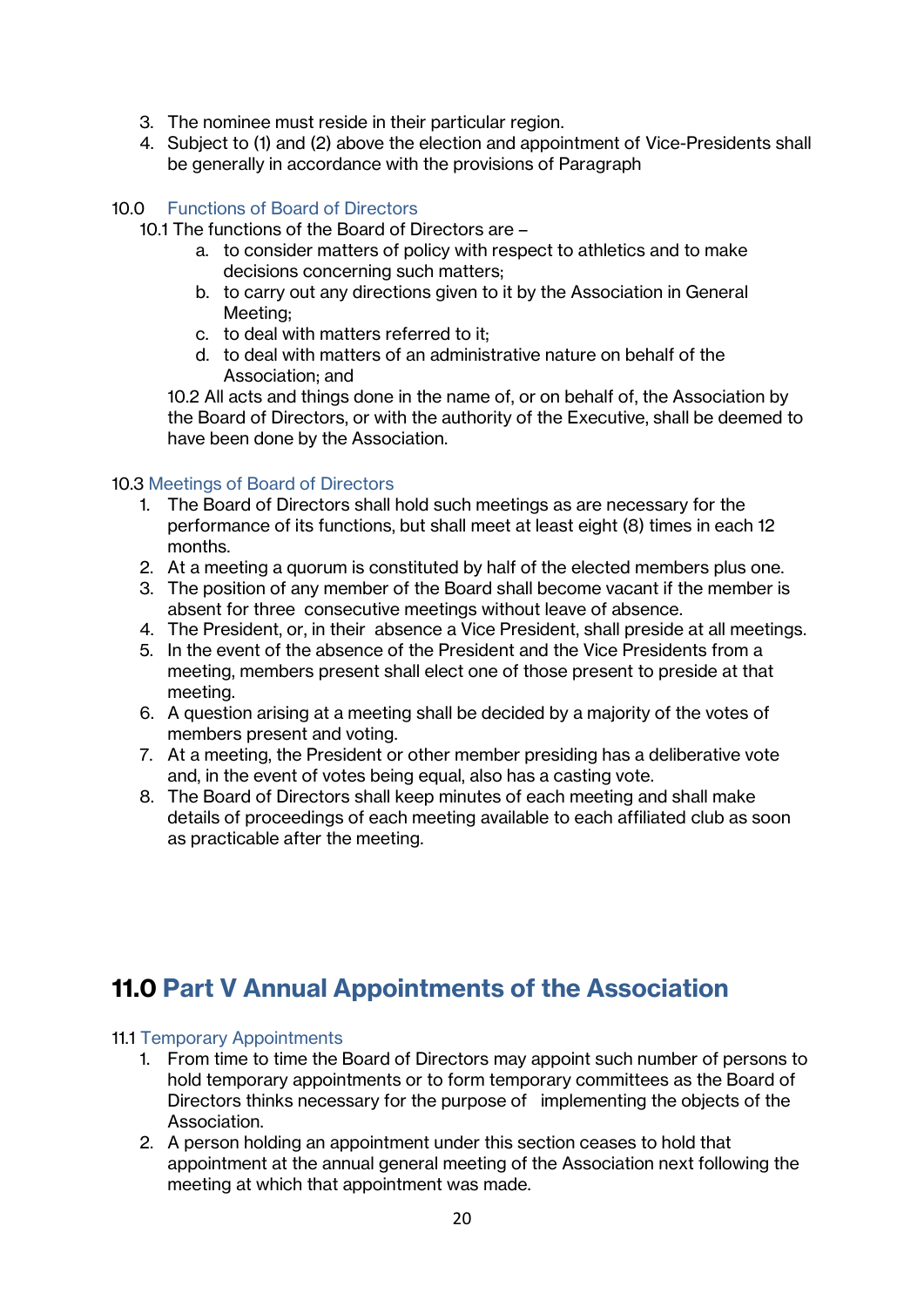3. The nominee must reside in their particular region.
4. Subject to (1) and (2) above the election and appointment of Vice-Presidents shall be generally in accordance with the provisions of Paragraph

### 10.0 Functions of Board of Directors

10.1 The functions of the Board of Directors are –

a. to consider matters of policy with respect to athletics and to make decisions concerning such matters;
b. to carry out any directions given to it by the Association in General Meeting;
c. to deal with matters referred to it;
d. to deal with matters of an administrative nature on behalf of the Association; and

10.2 All acts and things done in the name of, or on behalf of, the Association by the Board of Directors, or with the authority of the Executive, shall be deemed to have been done by the Association.

### 10.3 Meetings of Board of Directors

1. The Board of Directors shall hold such meetings as are necessary for the performance of its functions, but shall meet at least eight (8) times in each 12 months.
2. At a meeting a quorum is constituted by half of the elected members plus one.
3. The position of any member of the Board shall become vacant if the member is absent for three consecutive meetings without leave of absence.
4. The President, or, in their absence a Vice President, shall preside at all meetings.
5. In the event of the absence of the President and the Vice Presidents from a meeting, members present shall elect one of those present to preside at that meeting.
6. A question arising at a meeting shall be decided by a majority of the votes of members present and voting.
7. At a meeting, the President or other member presiding has a deliberative vote and, in the event of votes being equal, also has a casting vote.
8. The Board of Directors shall keep minutes of each meeting and shall make details of proceedings of each meeting available to each affiliated club as soon as practicable after the meeting.

## 11.0 Part V Annual Appointments of the Association

### 11.1 Temporary Appointments

1. From time to time the Board of Directors may appoint such number of persons to hold temporary appointments or to form temporary committees as the Board of Directors thinks necessary for the purpose of implementing the objects of the Association.
2. A person holding an appointment under this section ceases to hold that appointment at the annual general meeting of the Association next following the meeting at which that appointment was made.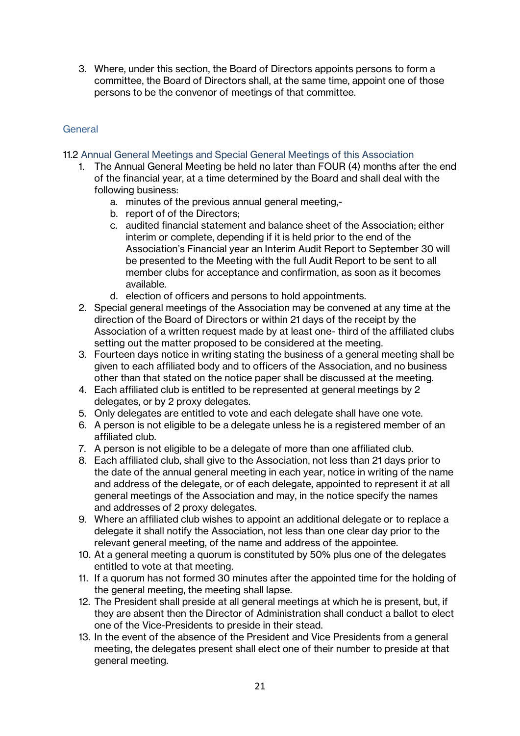3. Where, under this section, the Board of Directors appoints persons to form a committee, the Board of Directors shall, at the same time, appoint one of those persons to be the convenor of meetings of that committee.

### General

#### 11.2 Annual General Meetings and Special General Meetings of this Association

1. The Annual General Meeting be held no later than FOUR (4) months after the end of the financial year, at a time determined by the Board and shall deal with the following business:
   a. minutes of the previous annual general meeting,-
   b. report of of the Directors;
   c. audited financial statement and balance sheet of the Association; either interim or complete, depending if it is held prior to the end of the Association's Financial year an Interim Audit Report to September 30 will be presented to the Meeting with the full Audit Report to be sent to all member clubs for acceptance and confirmation, as soon as it becomes available.
   d. election of officers and persons to hold appointments.
2. Special general meetings of the Association may be convened at any time at the direction of the Board of Directors or within 21 days of the receipt by the Association of a written request made by at least one- third of the affiliated clubs setting out the matter proposed to be considered at the meeting.
3. Fourteen days notice in writing stating the business of a general meeting shall be given to each affiliated body and to officers of the Association, and no business other than that stated on the notice paper shall be discussed at the meeting.
4. Each affiliated club is entitled to be represented at general meetings by 2 delegates, or by 2 proxy delegates.
5. Only delegates are entitled to vote and each delegate shall have one vote.
6. A person is not eligible to be a delegate unless he is a registered member of an affiliated club.
7. A person is not eligible to be a delegate of more than one affiliated club.
8. Each affiliated club, shall give to the Association, not less than 21 days prior to the date of the annual general meeting in each year, notice in writing of the name and address of the delegate, or of each delegate, appointed to represent it at all general meetings of the Association and may, in the notice specify the names and addresses of 2 proxy delegates.
9. Where an affiliated club wishes to appoint an additional delegate or to replace a delegate it shall notify the Association, not less than one clear day prior to the relevant general meeting, of the name and address of the appointee.
10. At a general meeting a quorum is constituted by 50% plus one of the delegates entitled to vote at that meeting.
11. If a quorum has not formed 30 minutes after the appointed time for the holding of the general meeting, the meeting shall lapse.
12. The President shall preside at all general meetings at which he is present, but, if they are absent then the Director of Administration shall conduct a ballot to elect one of the Vice-Presidents to preside in their stead.
13. In the event of the absence of the President and Vice Presidents from a general meeting, the delegates present shall elect one of their number to preside at that general meeting.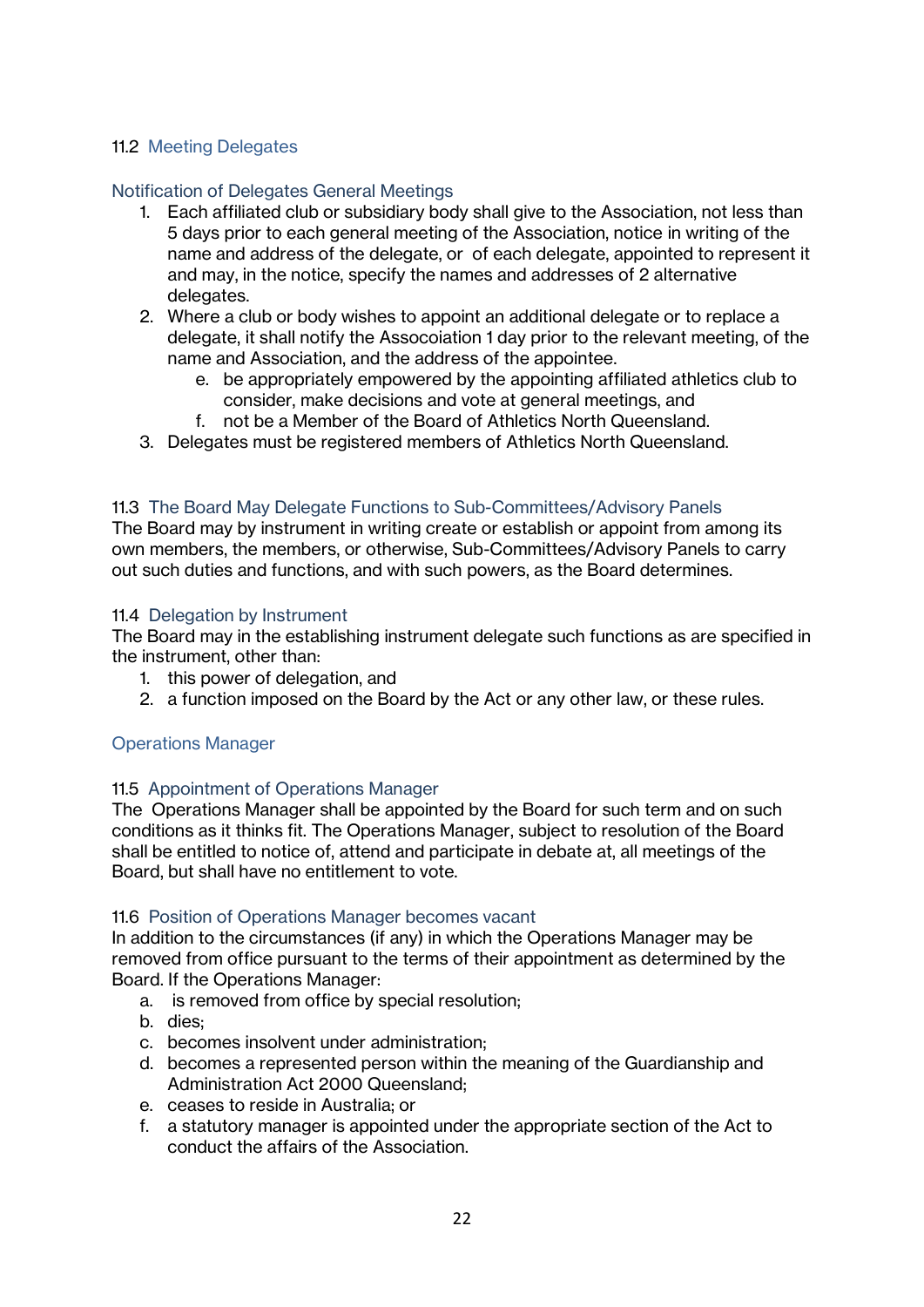### 11.2 Meeting Delegates

#### Notification of Delegates General Meetings

1. Each affiliated club or subsidiary body shall give to the Association, not less than 5 days prior to each general meeting of the Association, notice in writing of the name and address of the delegate, or of each delegate, appointed to represent it and may, in the notice, specify the names and addresses of 2 alternative delegates.
2. Where a club or body wishes to appoint an additional delegate or to replace a delegate, it shall notify the Assocoiation 1 day prior to the relevant meeting, of the name and Association, and the address of the appointee.
   e. be appropriately empowered by the appointing affiliated athletics club to consider, make decisions and vote at general meetings, and
   f. not be a Member of the Board of Athletics North Queensland.
3. Delegates must be registered members of Athletics North Queensland.

### 11.3 The Board May Delegate Functions to Sub-Committees/Advisory Panels

The Board may by instrument in writing create or establish or appoint from among its own members, the members, or otherwise, Sub-Committees/Advisory Panels to carry out such duties and functions, and with such powers, as the Board determines.

### 11.4 Delegation by Instrument

The Board may in the establishing instrument delegate such functions as are specified in the instrument, other than:

1. this power of delegation, and
2. a function imposed on the Board by the Act or any other law, or these rules.

## Operations Manager

### 11.5 Appointment of Operations Manager

The Operations Manager shall be appointed by the Board for such term and on such conditions as it thinks fit. The Operations Manager, subject to resolution of the Board shall be entitled to notice of, attend and participate in debate at, all meetings of the Board, but shall have no entitlement to vote.

### 11.6 Position of Operations Manager becomes vacant

In addition to the circumstances (if any) in which the Operations Manager may be removed from office pursuant to the terms of their appointment as determined by the Board. If the Operations Manager:

a. is removed from office by special resolution;
b. dies;
c. becomes insolvent under administration;
d. becomes a represented person within the meaning of the Guardianship and Administration Act 2000 Queensland;
e. ceases to reside in Australia; or
f. a statutory manager is appointed under the appropriate section of the Act to conduct the affairs of the Association.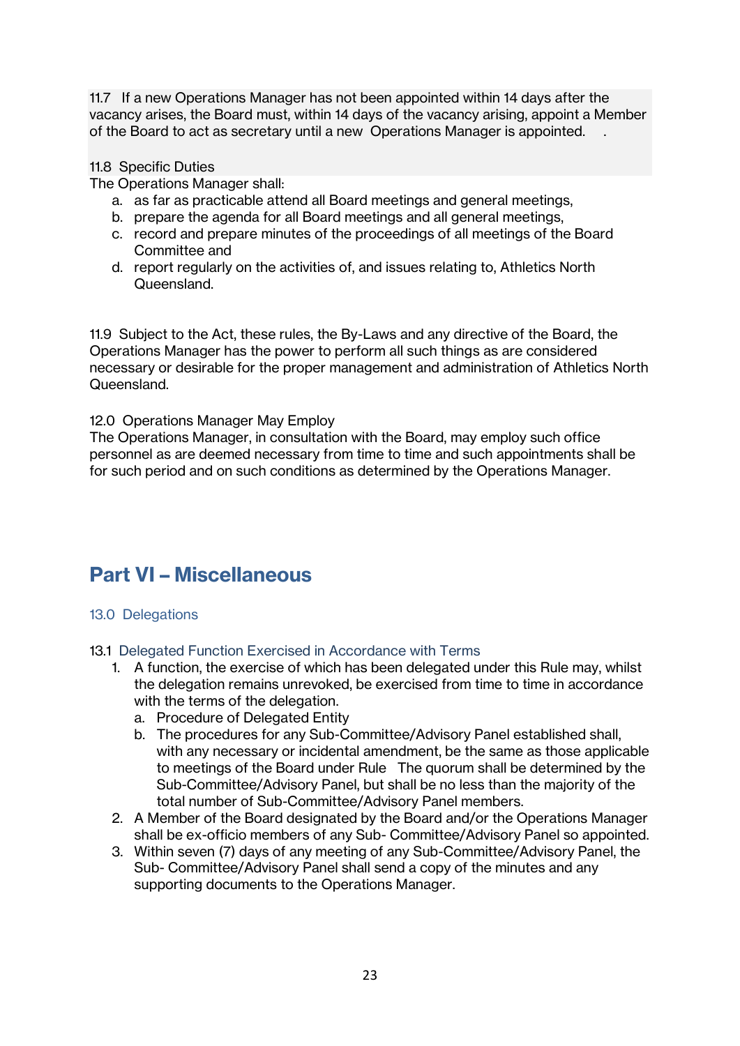11.7 If a new Operations Manager has not been appointed within 14 days after the vacancy arises, the Board must, within 14 days of the vacancy arising, appoint a Member of the Board to act as secretary until a new Operations Manager is appointed. .

11.8 Specific Duties

The Operations Manager shall:

a. as far as practicable attend all Board meetings and general meetings,
b. prepare the agenda for all Board meetings and all general meetings,
c. record and prepare minutes of the proceedings of all meetings of the Board Committee and
d. report regularly on the activities of, and issues relating to, Athletics North Queensland.

11.9 Subject to the Act, these rules, the By-Laws and any directive of the Board, the Operations Manager has the power to perform all such things as are considered necessary or desirable for the proper management and administration of Athletics North Queensland.

12.0 Operations Manager May Employ

The Operations Manager, in consultation with the Board, may employ such office personnel as are deemed necessary from time to time and such appointments shall be for such period and on such conditions as determined by the Operations Manager.

# Part VI – Miscellaneous

### 13.0 Delegations

#### 13.1 Delegated Function Exercised in Accordance with Terms

1. A function, the exercise of which has been delegated under this Rule may, whilst the delegation remains unrevoked, be exercised from time to time in accordance with the terms of the delegation.
   a. Procedure of Delegated Entity
   b. The procedures for any Sub-Committee/Advisory Panel established shall, with any necessary or incidental amendment, be the same as those applicable to meetings of the Board under Rule The quorum shall be determined by the Sub-Committee/Advisory Panel, but shall be no less than the majority of the total number of Sub-Committee/Advisory Panel members.
2. A Member of the Board designated by the Board and/or the Operations Manager shall be ex-officio members of any Sub- Committee/Advisory Panel so appointed.
3. Within seven (7) days of any meeting of any Sub-Committee/Advisory Panel, the Sub- Committee/Advisory Panel shall send a copy of the minutes and any supporting documents to the Operations Manager.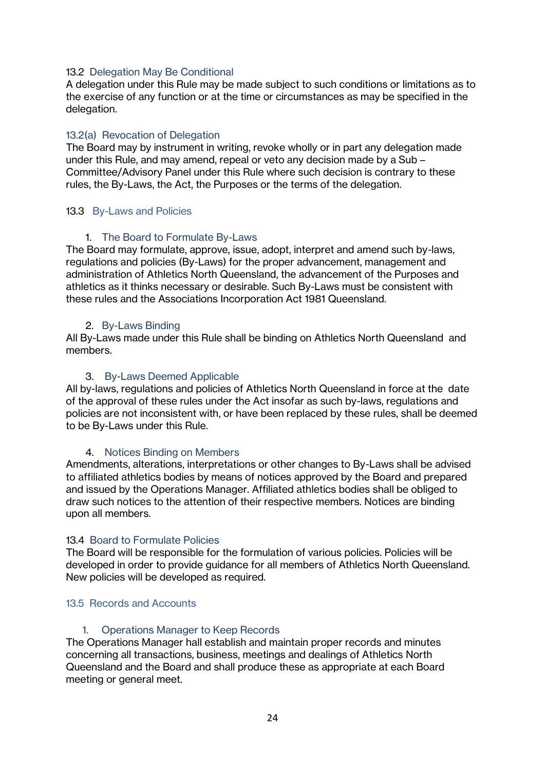### 13.2 Delegation May Be Conditional

A delegation under this Rule may be made subject to such conditions or limitations as to the exercise of any function or at the time or circumstances as may be specified in the delegation.

### 13.2(a) Revocation of Delegation

The Board may by instrument in writing, revoke wholly or in part any delegation made under this Rule, and may amend, repeal or veto any decision made by a Sub – Committee/Advisory Panel under this Rule where such decision is contrary to these rules, the By-Laws, the Act, the Purposes or the terms of the delegation.

### 13.3 By-Laws and Policies

#### 1. The Board to Formulate By-Laws

The Board may formulate, approve, issue, adopt, interpret and amend such by-laws, regulations and policies (By-Laws) for the proper advancement, management and administration of Athletics North Queensland, the advancement of the Purposes and athletics as it thinks necessary or desirable. Such By-Laws must be consistent with these rules and the Associations Incorporation Act 1981 Queensland.

#### 2. By-Laws Binding

All By-Laws made under this Rule shall be binding on Athletics North Queensland and members.

#### 3. By-Laws Deemed Applicable

All by-laws, regulations and policies of Athletics North Queensland in force at the date of the approval of these rules under the Act insofar as such by-laws, regulations and policies are not inconsistent with, or have been replaced by these rules, shall be deemed to be By-Laws under this Rule.

#### 4. Notices Binding on Members

Amendments, alterations, interpretations or other changes to By-Laws shall be advised to affiliated athletics bodies by means of notices approved by the Board and prepared and issued by the Operations Manager. Affiliated athletics bodies shall be obliged to draw such notices to the attention of their respective members. Notices are binding upon all members.

### 13.4 Board to Formulate Policies

The Board will be responsible for the formulation of various policies. Policies will be developed in order to provide guidance for all members of Athletics North Queensland. New policies will be developed as required.

### 13.5 Records and Accounts

#### 1. Operations Manager to Keep Records

The Operations Manager hall establish and maintain proper records and minutes concerning all transactions, business, meetings and dealings of Athletics North Queensland and the Board and shall produce these as appropriate at each Board meeting or general meet.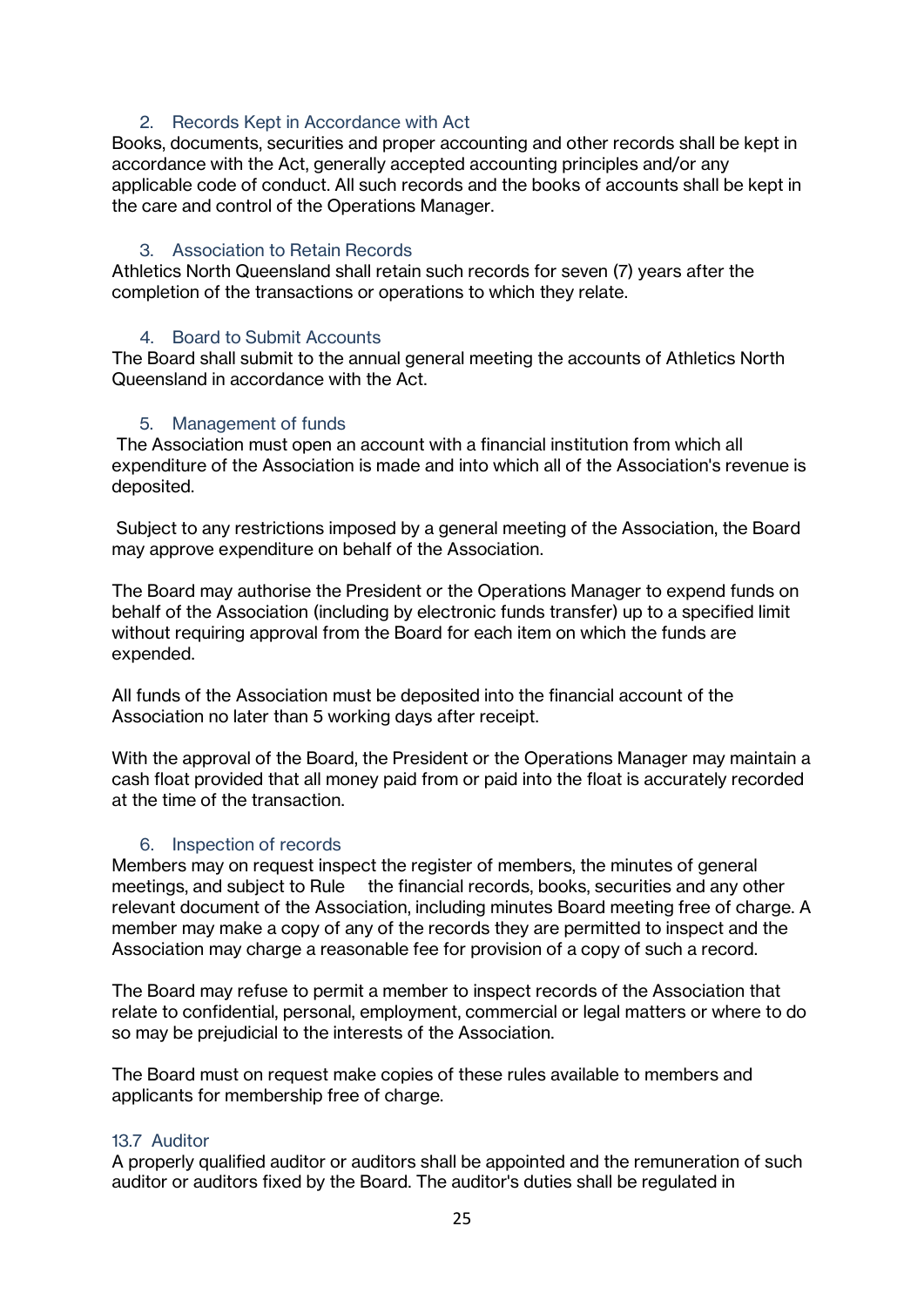2. Records Kept in Accordance with Act

Books, documents, securities and proper accounting and other records shall be kept in accordance with the Act, generally accepted accounting principles and/or any applicable code of conduct. All such records and the books of accounts shall be kept in the care and control of the Operations Manager.

3. Association to Retain Records

Athletics North Queensland shall retain such records for seven (7) years after the completion of the transactions or operations to which they relate.

4. Board to Submit Accounts

The Board shall submit to the annual general meeting the accounts of Athletics North Queensland in accordance with the Act.

5. Management of funds

The Association must open an account with a financial institution from which all expenditure of the Association is made and into which all of the Association's revenue is deposited.

Subject to any restrictions imposed by a general meeting of the Association, the Board may approve expenditure on behalf of the Association.

The Board may authorise the President or the Operations Manager to expend funds on behalf of the Association (including by electronic funds transfer) up to a specified limit without requiring approval from the Board for each item on which the funds are expended.

All funds of the Association must be deposited into the financial account of the Association no later than 5 working days after receipt.

With the approval of the Board, the President or the Operations Manager may maintain a cash float provided that all money paid from or paid into the float is accurately recorded at the time of the transaction.

6. Inspection of records

Members may on request inspect the register of members, the minutes of general meetings, and subject to Rule  the financial records, books, securities and any other relevant document of the Association, including minutes Board meeting free of charge. A member may make a copy of any of the records they are permitted to inspect and the Association may charge a reasonable fee for provision of a copy of such a record.

The Board may refuse to permit a member to inspect records of the Association that relate to confidential, personal, employment, commercial or legal matters or where to do so may be prejudicial to the interests of the Association.

The Board must on request make copies of these rules available to members and applicants for membership free of charge.

13.7 Auditor

A properly qualified auditor or auditors shall be appointed and the remuneration of such auditor or auditors fixed by the Board. The auditor's duties shall be regulated in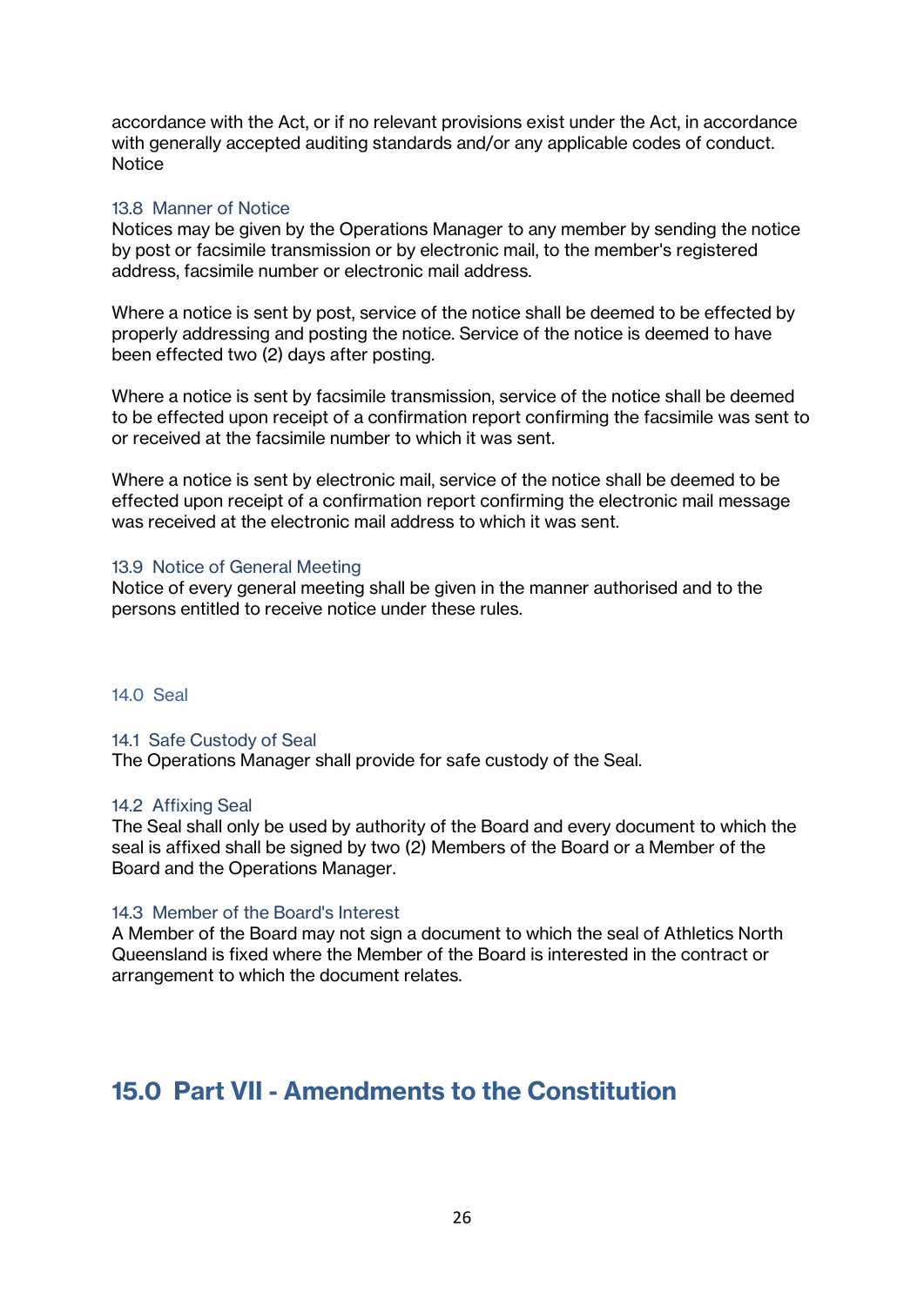accordance with the Act, or if no relevant provisions exist under the Act, in accordance with generally accepted auditing standards and/or any applicable codes of conduct.
Notice

### 13.8 Manner of Notice

Notices may be given by the Operations Manager to any member by sending the notice by post or facsimile transmission or by electronic mail, to the member's registered address, facsimile number or electronic mail address.

Where a notice is sent by post, service of the notice shall be deemed to be effected by properly addressing and posting the notice. Service of the notice is deemed to have been effected two (2) days after posting.

Where a notice is sent by facsimile transmission, service of the notice shall be deemed to be effected upon receipt of a confirmation report confirming the facsimile was sent to or received at the facsimile number to which it was sent.

Where a notice is sent by electronic mail, service of the notice shall be deemed to be effected upon receipt of a confirmation report confirming the electronic mail message was received at the electronic mail address to which it was sent.

### 13.9 Notice of General Meeting

Notice of every general meeting shall be given in the manner authorised and to the persons entitled to receive notice under these rules.

### 14.0 Seal

### 14.1 Safe Custody of Seal

The Operations Manager shall provide for safe custody of the Seal.

### 14.2 Affixing Seal

The Seal shall only be used by authority of the Board and every document to which the seal is affixed shall be signed by two (2) Members of the Board or a Member of the Board and the Operations Manager.

### 14.3 Member of the Board's Interest

A Member of the Board may not sign a document to which the seal of Athletics North Queensland is fixed where the Member of the Board is interested in the contract or arrangement to which the document relates.

## 15.0 Part VII - Amendments to the Constitution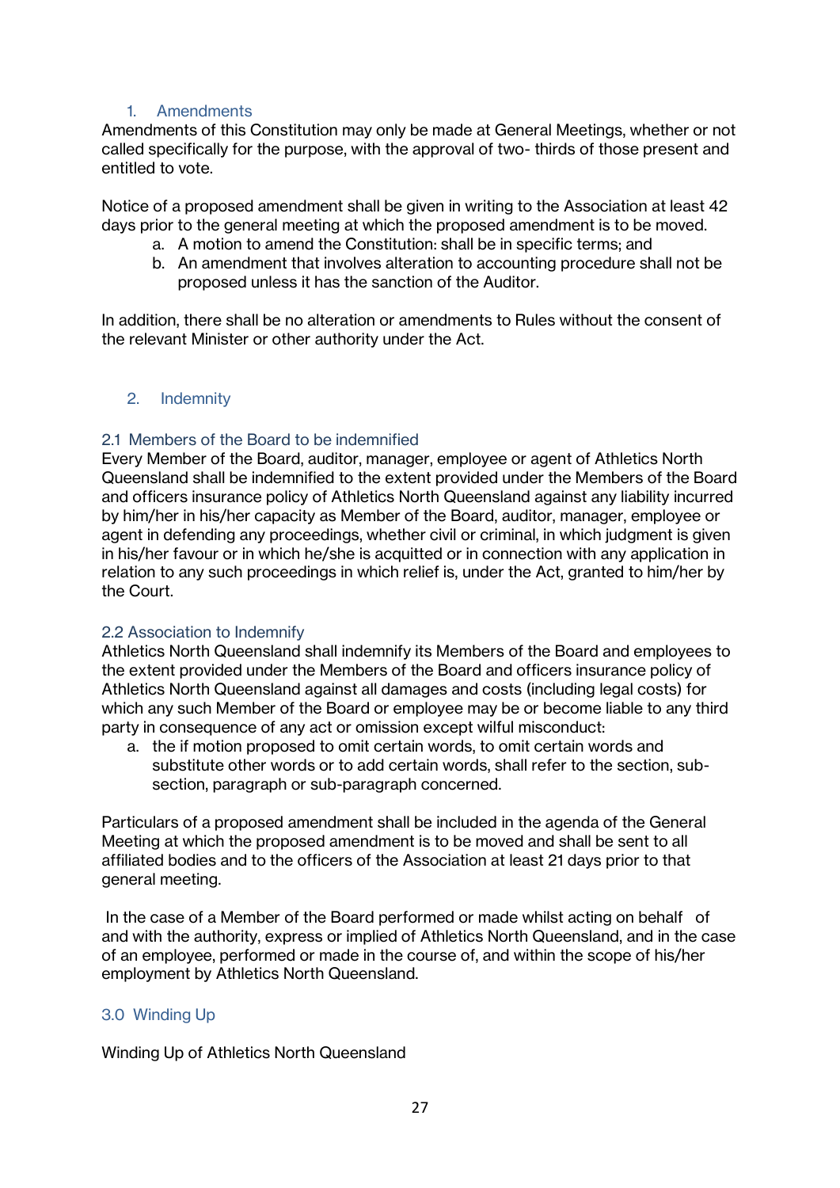### 1. Amendments

Amendments of this Constitution may only be made at General Meetings, whether or not called specifically for the purpose, with the approval of two- thirds of those present and entitled to vote.

Notice of a proposed amendment shall be given in writing to the Association at least 42 days prior to the general meeting at which the proposed amendment is to be moved.

a. A motion to amend the Constitution: shall be in specific terms; and
b. An amendment that involves alteration to accounting procedure shall not be proposed unless it has the sanction of the Auditor.

In addition, there shall be no alteration or amendments to Rules without the consent of the relevant Minister or other authority under the Act.

### 2. Indemnity

#### 2.1 Members of the Board to be indemnified

Every Member of the Board, auditor, manager, employee or agent of Athletics North Queensland shall be indemnified to the extent provided under the Members of the Board and officers insurance policy of Athletics North Queensland against any liability incurred by him/her in his/her capacity as Member of the Board, auditor, manager, employee or agent in defending any proceedings, whether civil or criminal, in which judgment is given in his/her favour or in which he/she is acquitted or in connection with any application in relation to any such proceedings in which relief is, under the Act, granted to him/her by the Court.

#### 2.2 Association to Indemnify

Athletics North Queensland shall indemnify its Members of the Board and employees to the extent provided under the Members of the Board and officers insurance policy of Athletics North Queensland against all damages and costs (including legal costs) for which any such Member of the Board or employee may be or become liable to any third party in consequence of any act or omission except wilful misconduct:

a. the if motion proposed to omit certain words, to omit certain words and substitute other words or to add certain words, shall refer to the section, sub-section, paragraph or sub-paragraph concerned.

Particulars of a proposed amendment shall be included in the agenda of the General Meeting at which the proposed amendment is to be moved and shall be sent to all affiliated bodies and to the officers of the Association at least 21 days prior to that general meeting.

In the case of a Member of the Board performed or made whilst acting on behalf of and with the authority, express or implied of Athletics North Queensland, and in the case of an employee, performed or made in the course of, and within the scope of his/her employment by Athletics North Queensland.

### 3.0 Winding Up

Winding Up of Athletics North Queensland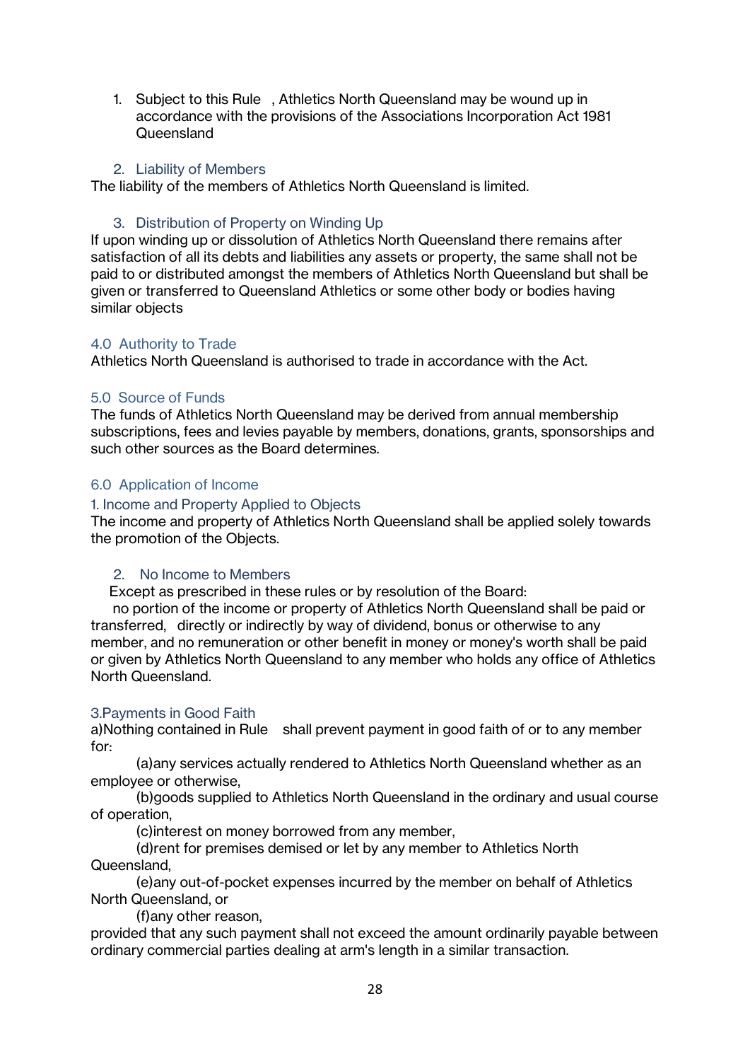1. Subject to this Rule , Athletics North Queensland may be wound up in accordance with the provisions of the Associations Incorporation Act 1981 Queensland

### 2. Liability of Members

The liability of the members of Athletics North Queensland is limited.

### 3. Distribution of Property on Winding Up

If upon winding up or dissolution of Athletics North Queensland there remains after satisfaction of all its debts and liabilities any assets or property, the same shall not be paid to or distributed amongst the members of Athletics North Queensland but shall be given or transferred to Queensland Athletics or some other body or bodies having similar objects

## 4.0 Authority to Trade

Athletics North Queensland is authorised to trade in accordance with the Act.

## 5.0 Source of Funds

The funds of Athletics North Queensland may be derived from annual membership subscriptions, fees and levies payable by members, donations, grants, sponsorships and such other sources as the Board determines.

## 6.0 Application of Income

### 1. Income and Property Applied to Objects

The income and property of Athletics North Queensland shall be applied solely towards the promotion of the Objects.

### 2. No Income to Members

Except as prescribed in these rules or by resolution of the Board:

no portion of the income or property of Athletics North Queensland shall be paid or transferred, directly or indirectly by way of dividend, bonus or otherwise to any member, and no remuneration or other benefit in money or money's worth shall be paid or given by Athletics North Queensland to any member who holds any office of Athletics North Queensland.

### 3.Payments in Good Faith

a)Nothing contained in Rule shall prevent payment in good faith of or to any member for:

(a)any services actually rendered to Athletics North Queensland whether as an employee or otherwise,

(b)goods supplied to Athletics North Queensland in the ordinary and usual course of operation,

(c)interest on money borrowed from any member,

(d)rent for premises demised or let by any member to Athletics North Queensland,

(e)any out-of-pocket expenses incurred by the member on behalf of Athletics North Queensland, or

(f)any other reason,

provided that any such payment shall not exceed the amount ordinarily payable between ordinary commercial parties dealing at arm's length in a similar transaction.